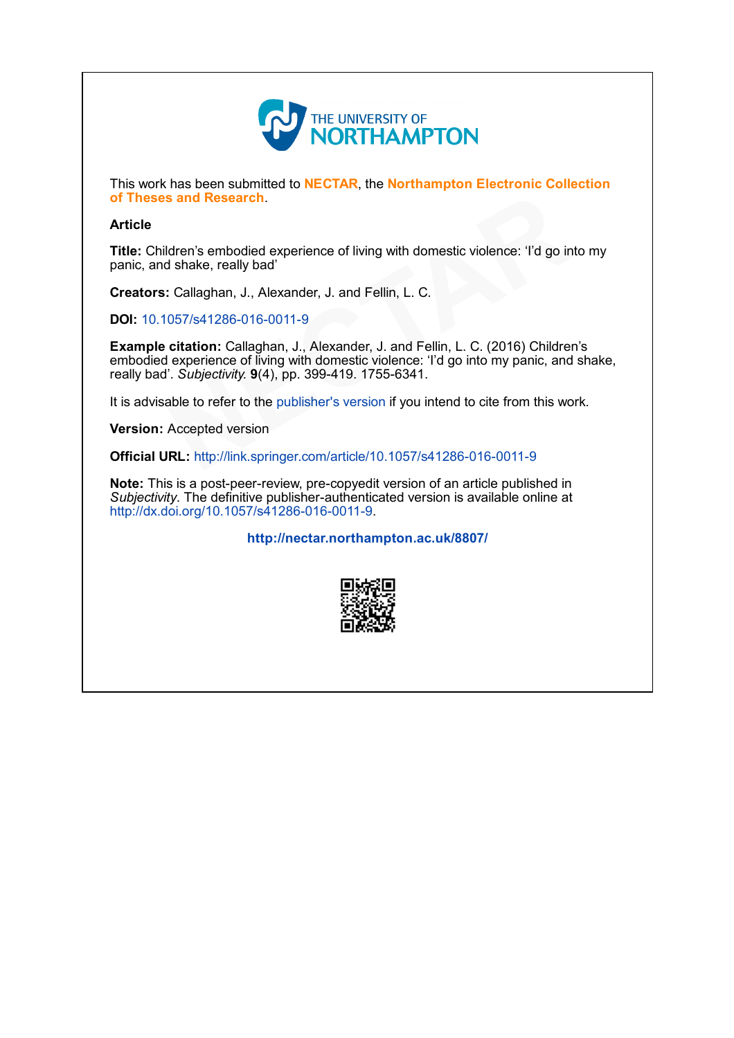THE UNIVERSITY OF NORTHAMPTON

This work has been submitted to **NECTAR**, the **Northampton Electronic Collection of Theses and Research**.

**Article**

**Title:** Children's embodied experience of living with domestic violence: 'I'd go into my panic, and shake, really bad'

**Creators:** Callaghan, J., Alexander, J. and Fellin, L. C.

**DOI:** 10.1057/s41286-016-0011-9

**Example citation:** Callaghan, J., Alexander, J. and Fellin, L. C. (2016) Children's embodied experience of living with domestic violence: 'I'd go into my panic, and shake, really bad'. *Subjectivity.* **9**(4), pp. 399-419. 1755-6341.

It is advisable to refer to the publisher's version if you intend to cite from this work.

**Version:** Accepted version

**Official URL:** http://link.springer.com/article/10.1057/s41286-016-0011-9

**Note:** This is a post-peer-review, pre-copyedit version of an article published in *Subjectivity*. The definitive publisher-authenticated version is available online at http://dx.doi.org/10.1057/s41286-016-0011-9.

**http://nectar.northampton.ac.uk/8807/**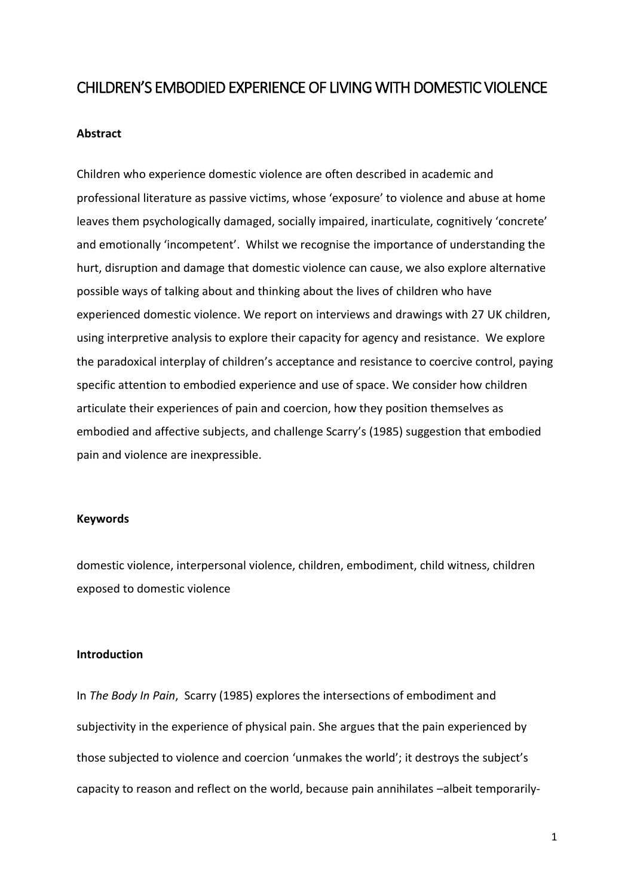# CHILDREN'S EMBODIED EXPERIENCE OF LIVING WITH DOMESTIC VIOLENCE

**Abstract**

Children who experience domestic violence are often described in academic and professional literature as passive victims, whose 'exposure' to violence and abuse at home leaves them psychologically damaged, socially impaired, inarticulate, cognitively 'concrete' and emotionally 'incompetent'. Whilst we recognise the importance of understanding the hurt, disruption and damage that domestic violence can cause, we also explore alternative possible ways of talking about and thinking about the lives of children who have experienced domestic violence. We report on interviews and drawings with 27 UK children, using interpretive analysis to explore their capacity for agency and resistance. We explore the paradoxical interplay of children's acceptance and resistance to coercive control, paying specific attention to embodied experience and use of space. We consider how children articulate their experiences of pain and coercion, how they position themselves as embodied and affective subjects, and challenge Scarry's (1985) suggestion that embodied pain and violence are inexpressible.

**Keywords**

domestic violence, interpersonal violence, children, embodiment, child witness, children exposed to domestic violence

**Introduction**

In *The Body In Pain*, Scarry (1985) explores the intersections of embodiment and subjectivity in the experience of physical pain. She argues that the pain experienced by those subjected to violence and coercion 'unmakes the world'; it destroys the subject's capacity to reason and reflect on the world, because pain annihilates –albeit temporarily-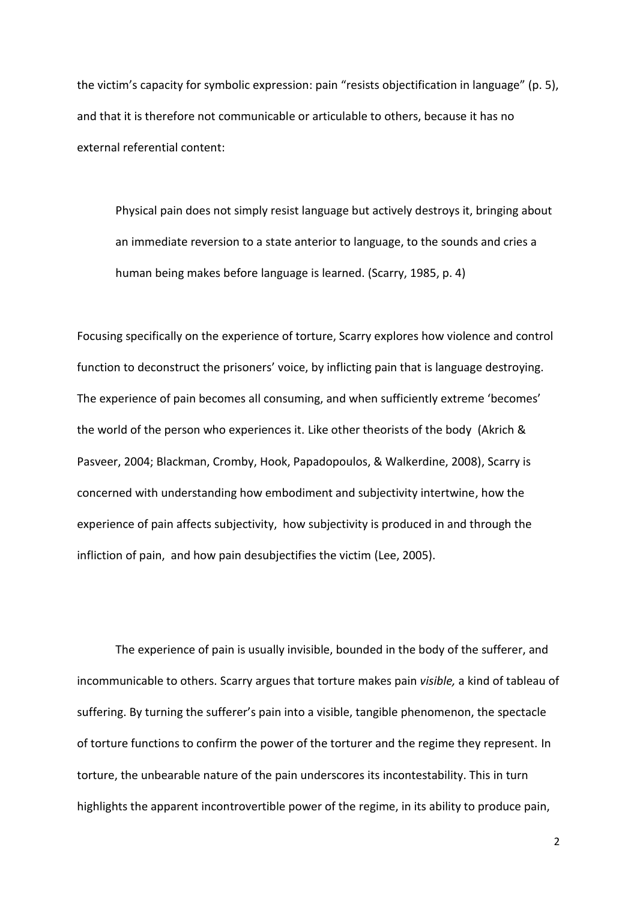the victim's capacity for symbolic expression: pain "resists objectification in language" (p. 5), and that it is therefore not communicable or articulable to others, because it has no external referential content:

> Physical pain does not simply resist language but actively destroys it, bringing about an immediate reversion to a state anterior to language, to the sounds and cries a human being makes before language is learned. (Scarry, 1985, p. 4)

Focusing specifically on the experience of torture, Scarry explores how violence and control function to deconstruct the prisoners' voice, by inflicting pain that is language destroying. The experience of pain becomes all consuming, and when sufficiently extreme 'becomes' the world of the person who experiences it. Like other theorists of the body (Akrich & Pasveer, 2004; Blackman, Cromby, Hook, Papadopoulos, & Walkerdine, 2008), Scarry is concerned with understanding how embodiment and subjectivity intertwine, how the experience of pain affects subjectivity, how subjectivity is produced in and through the infliction of pain, and how pain desubjectifies the victim (Lee, 2005).

The experience of pain is usually invisible, bounded in the body of the sufferer, and incommunicable to others. Scarry argues that torture makes pain *visible,* a kind of tableau of suffering. By turning the sufferer's pain into a visible, tangible phenomenon, the spectacle of torture functions to confirm the power of the torturer and the regime they represent. In torture, the unbearable nature of the pain underscores its incontestability. This in turn highlights the apparent incontrovertible power of the regime, in its ability to produce pain,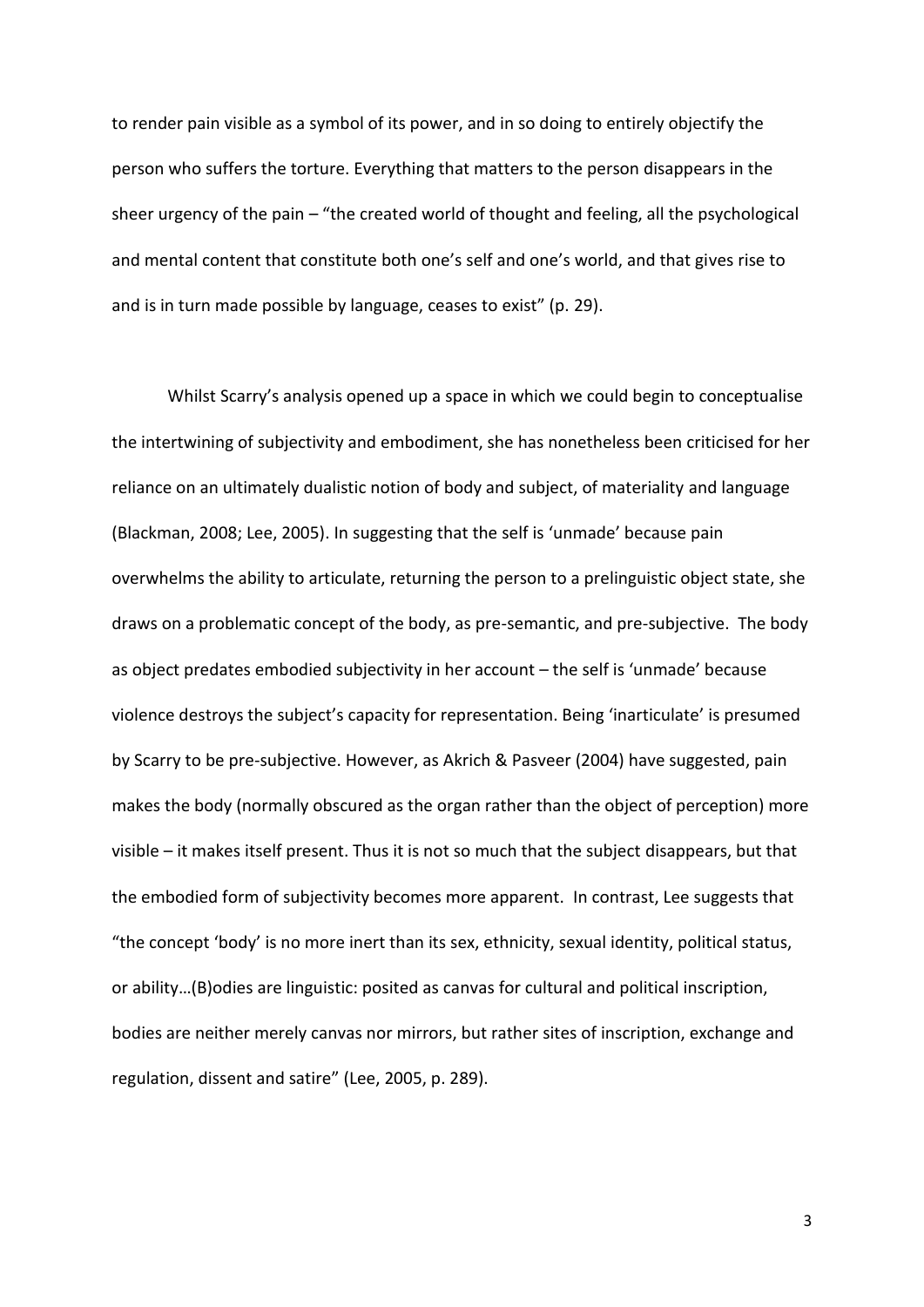to render pain visible as a symbol of its power, and in so doing to entirely objectify the person who suffers the torture. Everything that matters to the person disappears in the sheer urgency of the pain – "the created world of thought and feeling, all the psychological and mental content that constitute both one's self and one's world, and that gives rise to and is in turn made possible by language, ceases to exist" (p. 29).

Whilst Scarry's analysis opened up a space in which we could begin to conceptualise the intertwining of subjectivity and embodiment, she has nonetheless been criticised for her reliance on an ultimately dualistic notion of body and subject, of materiality and language (Blackman, 2008; Lee, 2005). In suggesting that the self is 'unmade' because pain overwhelms the ability to articulate, returning the person to a prelinguistic object state, she draws on a problematic concept of the body, as pre-semantic, and pre-subjective. The body as object predates embodied subjectivity in her account – the self is 'unmade' because violence destroys the subject's capacity for representation. Being 'inarticulate' is presumed by Scarry to be pre-subjective. However, as Akrich & Pasveer (2004) have suggested, pain makes the body (normally obscured as the organ rather than the object of perception) more visible – it makes itself present. Thus it is not so much that the subject disappears, but that the embodied form of subjectivity becomes more apparent. In contrast, Lee suggests that "the concept 'body' is no more inert than its sex, ethnicity, sexual identity, political status, or ability…(B)odies are linguistic: posited as canvas for cultural and political inscription, bodies are neither merely canvas nor mirrors, but rather sites of inscription, exchange and regulation, dissent and satire" (Lee, 2005, p. 289).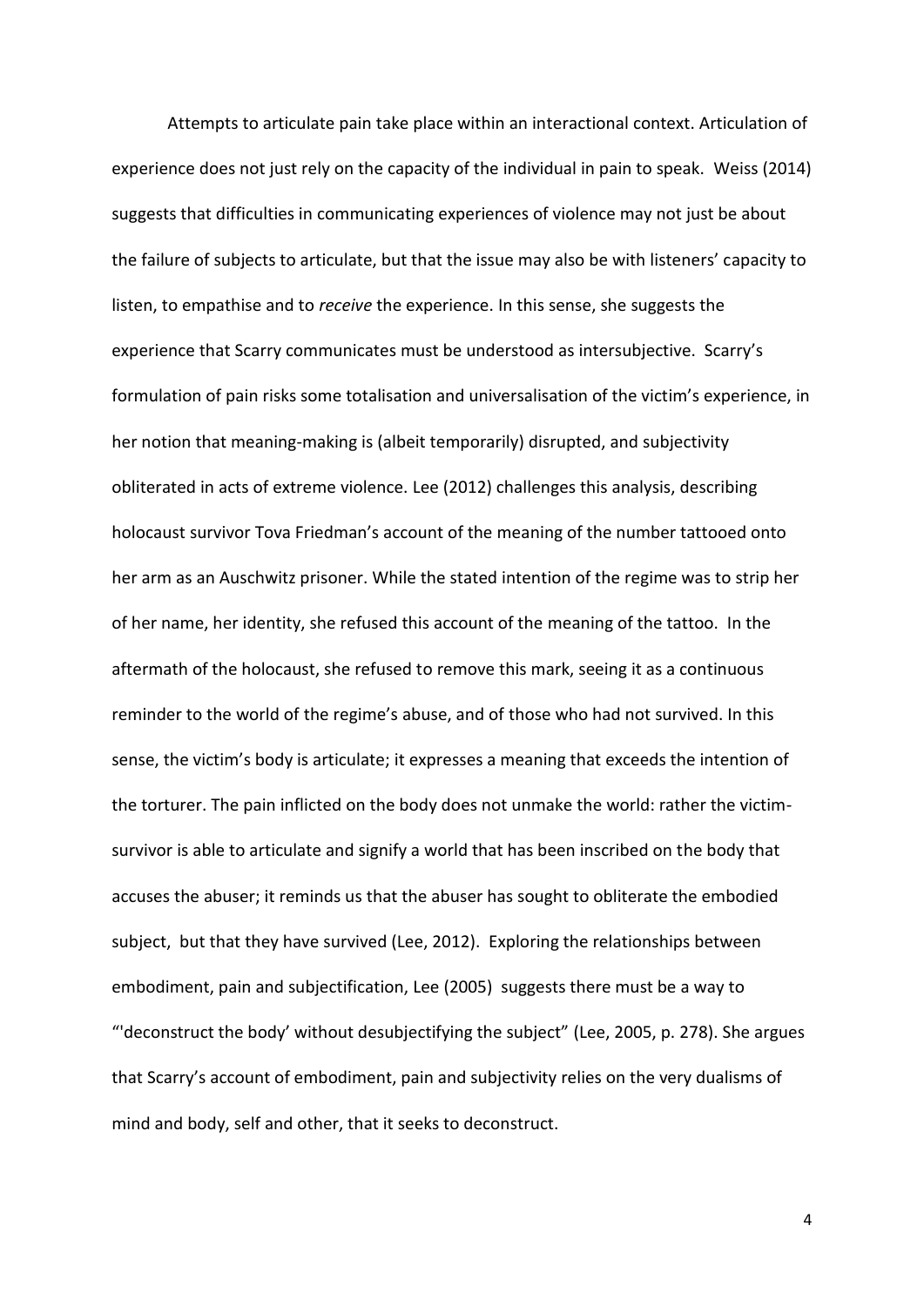Attempts to articulate pain take place within an interactional context. Articulation of experience does not just rely on the capacity of the individual in pain to speak. Weiss (2014) suggests that difficulties in communicating experiences of violence may not just be about the failure of subjects to articulate, but that the issue may also be with listeners' capacity to listen, to empathise and to *receive* the experience. In this sense, she suggests the experience that Scarry communicates must be understood as intersubjective. Scarry's formulation of pain risks some totalisation and universalisation of the victim's experience, in her notion that meaning-making is (albeit temporarily) disrupted, and subjectivity obliterated in acts of extreme violence. Lee (2012) challenges this analysis, describing holocaust survivor Tova Friedman's account of the meaning of the number tattooed onto her arm as an Auschwitz prisoner. While the stated intention of the regime was to strip her of her name, her identity, she refused this account of the meaning of the tattoo. In the aftermath of the holocaust, she refused to remove this mark, seeing it as a continuous reminder to the world of the regime's abuse, and of those who had not survived. In this sense, the victim's body is articulate; it expresses a meaning that exceeds the intention of the torturer. The pain inflicted on the body does not unmake the world: rather the victim-survivor is able to articulate and signify a world that has been inscribed on the body that accuses the abuser; it reminds us that the abuser has sought to obliterate the embodied subject, but that they have survived (Lee, 2012). Exploring the relationships between embodiment, pain and subjectification, Lee (2005) suggests there must be a way to "'deconstruct the body' without desubjectifying the subject" (Lee, 2005, p. 278). She argues that Scarry's account of embodiment, pain and subjectivity relies on the very dualisms of mind and body, self and other, that it seeks to deconstruct.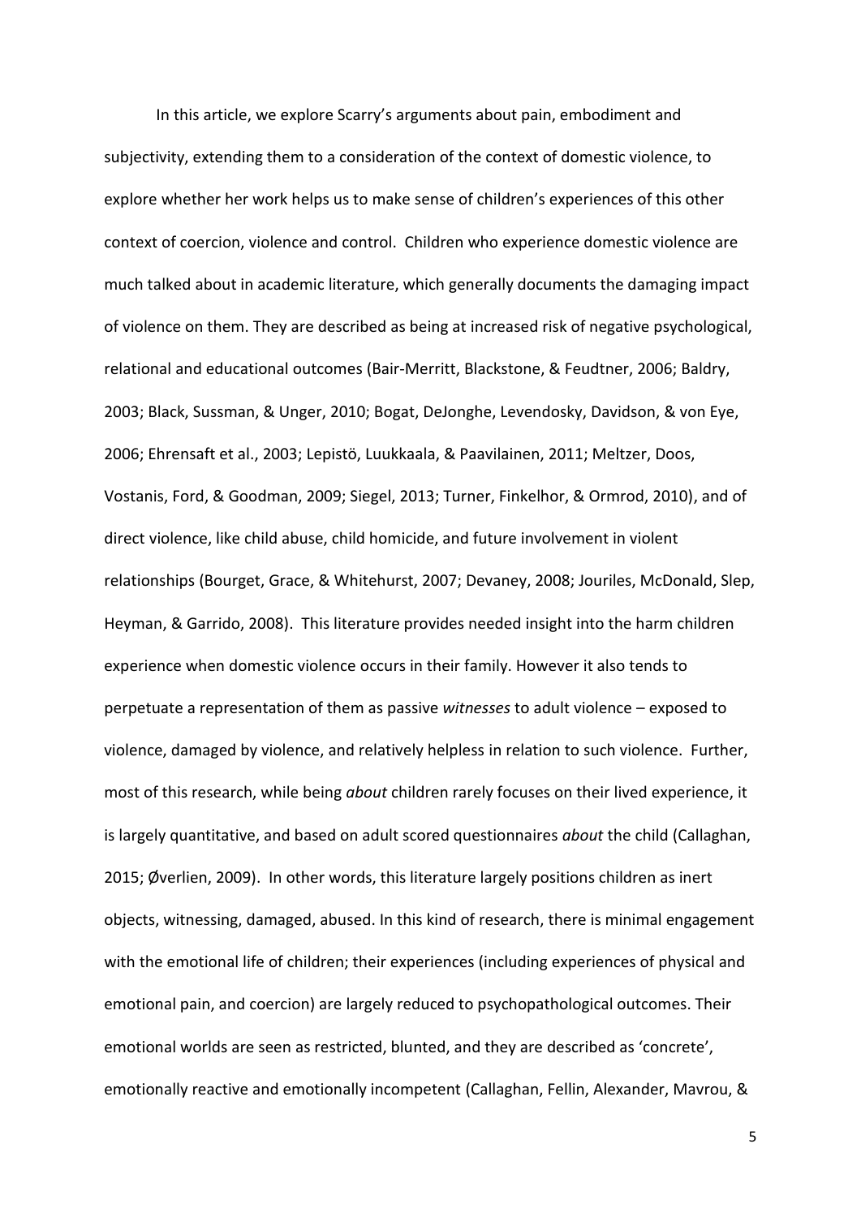In this article, we explore Scarry's arguments about pain, embodiment and subjectivity, extending them to a consideration of the context of domestic violence, to explore whether her work helps us to make sense of children's experiences of this other context of coercion, violence and control. Children who experience domestic violence are much talked about in academic literature, which generally documents the damaging impact of violence on them. They are described as being at increased risk of negative psychological, relational and educational outcomes (Bair-Merritt, Blackstone, & Feudtner, 2006; Baldry, 2003; Black, Sussman, & Unger, 2010; Bogat, DeJonghe, Levendosky, Davidson, & von Eye, 2006; Ehrensaft et al., 2003; Lepistö, Luukkaala, & Paavilainen, 2011; Meltzer, Doos, Vostanis, Ford, & Goodman, 2009; Siegel, 2013; Turner, Finkelhor, & Ormrod, 2010), and of direct violence, like child abuse, child homicide, and future involvement in violent relationships (Bourget, Grace, & Whitehurst, 2007; Devaney, 2008; Jouriles, McDonald, Slep, Heyman, & Garrido, 2008). This literature provides needed insight into the harm children experience when domestic violence occurs in their family. However it also tends to perpetuate a representation of them as passive *witnesses* to adult violence – exposed to violence, damaged by violence, and relatively helpless in relation to such violence. Further, most of this research, while being *about* children rarely focuses on their lived experience, it is largely quantitative, and based on adult scored questionnaires *about* the child (Callaghan, 2015; Øverlien, 2009). In other words, this literature largely positions children as inert objects, witnessing, damaged, abused. In this kind of research, there is minimal engagement with the emotional life of children; their experiences (including experiences of physical and emotional pain, and coercion) are largely reduced to psychopathological outcomes. Their emotional worlds are seen as restricted, blunted, and they are described as 'concrete', emotionally reactive and emotionally incompetent (Callaghan, Fellin, Alexander, Mavrou, &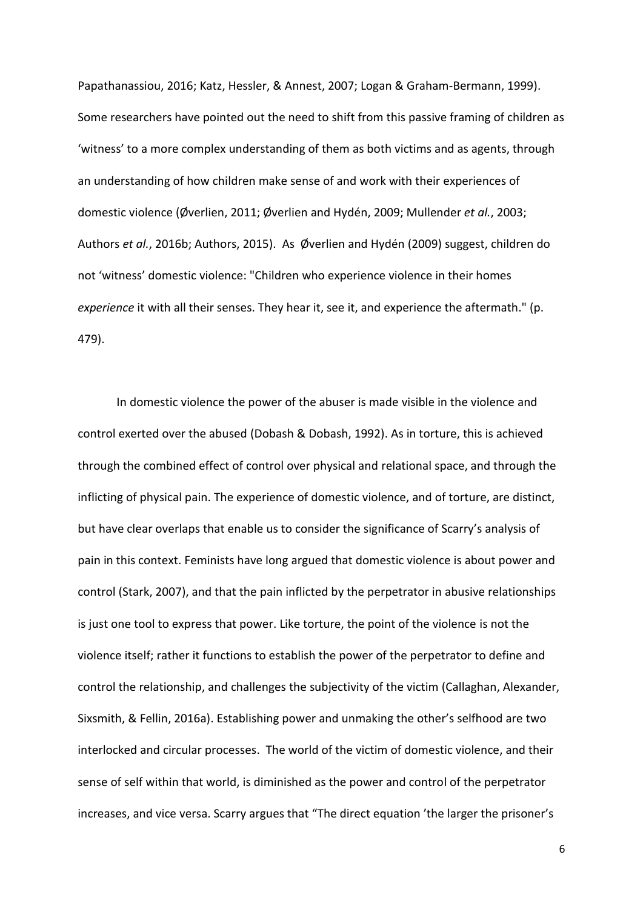Papathanassiou, 2016; Katz, Hessler, & Annest, 2007; Logan & Graham-Bermann, 1999). Some researchers have pointed out the need to shift from this passive framing of children as 'witness' to a more complex understanding of them as both victims and as agents, through an understanding of how children make sense of and work with their experiences of domestic violence (Øverlien, 2011; Øverlien and Hydén, 2009; Mullender *et al.*, 2003; Authors *et al.*, 2016b; Authors, 2015). As Øverlien and Hydén (2009) suggest, children do not 'witness' domestic violence: "Children who experience violence in their homes *experience* it with all their senses. They hear it, see it, and experience the aftermath." (p. 479).

In domestic violence the power of the abuser is made visible in the violence and control exerted over the abused (Dobash & Dobash, 1992). As in torture, this is achieved through the combined effect of control over physical and relational space, and through the inflicting of physical pain. The experience of domestic violence, and of torture, are distinct, but have clear overlaps that enable us to consider the significance of Scarry's analysis of pain in this context. Feminists have long argued that domestic violence is about power and control (Stark, 2007), and that the pain inflicted by the perpetrator in abusive relationships is just one tool to express that power. Like torture, the point of the violence is not the violence itself; rather it functions to establish the power of the perpetrator to define and control the relationship, and challenges the subjectivity of the victim (Callaghan, Alexander, Sixsmith, & Fellin, 2016a). Establishing power and unmaking the other's selfhood are two interlocked and circular processes. The world of the victim of domestic violence, and their sense of self within that world, is diminished as the power and control of the perpetrator increases, and vice versa. Scarry argues that "The direct equation 'the larger the prisoner's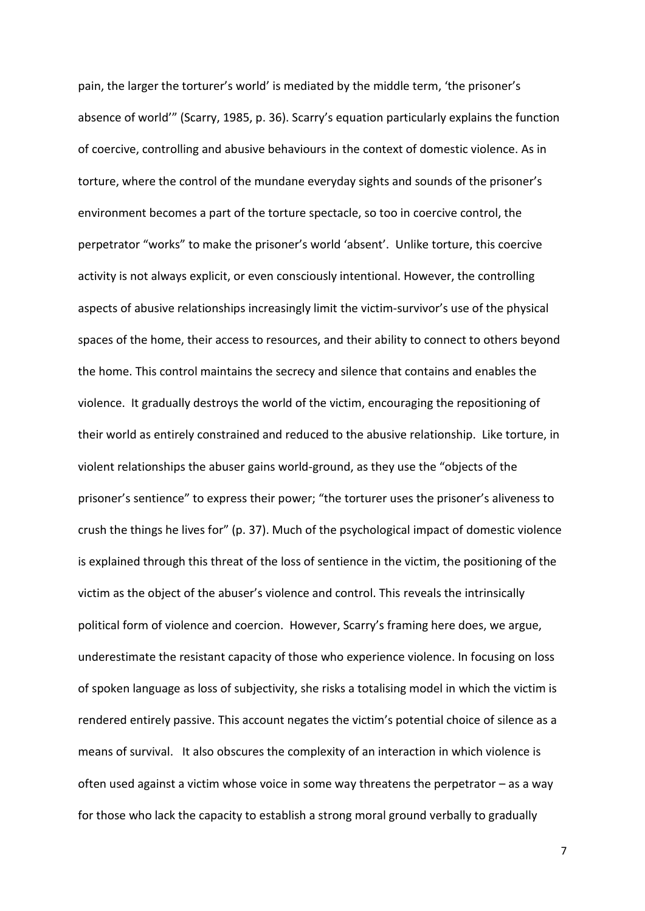pain, the larger the torturer's world' is mediated by the middle term, 'the prisoner's absence of world'" (Scarry, 1985, p. 36). Scarry's equation particularly explains the function of coercive, controlling and abusive behaviours in the context of domestic violence. As in torture, where the control of the mundane everyday sights and sounds of the prisoner's environment becomes a part of the torture spectacle, so too in coercive control, the perpetrator "works" to make the prisoner's world 'absent'. Unlike torture, this coercive activity is not always explicit, or even consciously intentional. However, the controlling aspects of abusive relationships increasingly limit the victim-survivor's use of the physical spaces of the home, their access to resources, and their ability to connect to others beyond the home. This control maintains the secrecy and silence that contains and enables the violence. It gradually destroys the world of the victim, encouraging the repositioning of their world as entirely constrained and reduced to the abusive relationship. Like torture, in violent relationships the abuser gains world-ground, as they use the "objects of the prisoner's sentience" to express their power; "the torturer uses the prisoner's aliveness to crush the things he lives for" (p. 37). Much of the psychological impact of domestic violence is explained through this threat of the loss of sentience in the victim, the positioning of the victim as the object of the abuser's violence and control. This reveals the intrinsically political form of violence and coercion. However, Scarry's framing here does, we argue, underestimate the resistant capacity of those who experience violence. In focusing on loss of spoken language as loss of subjectivity, she risks a totalising model in which the victim is rendered entirely passive. This account negates the victim's potential choice of silence as a means of survival. It also obscures the complexity of an interaction in which violence is often used against a victim whose voice in some way threatens the perpetrator – as a way for those who lack the capacity to establish a strong moral ground verbally to gradually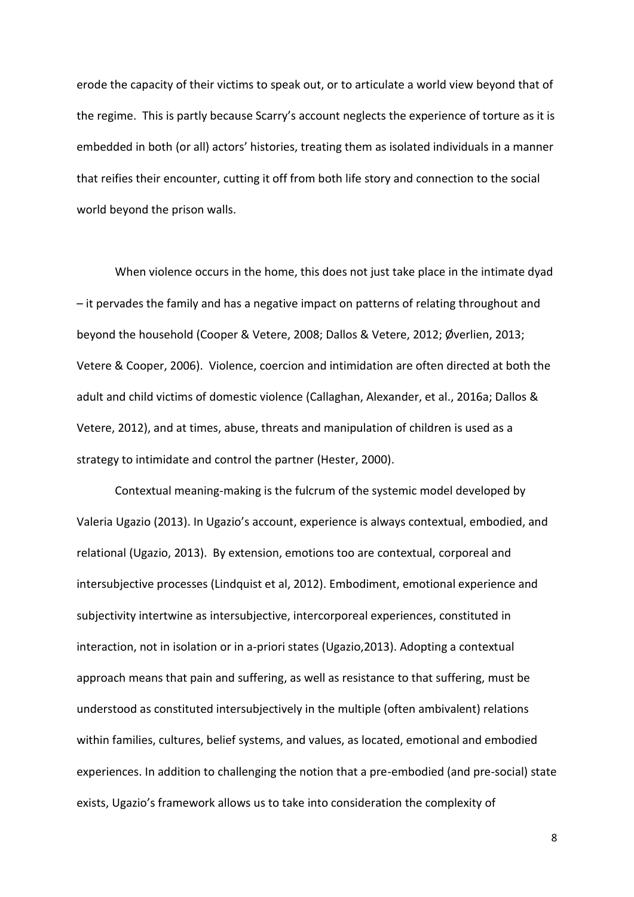erode the capacity of their victims to speak out, or to articulate a world view beyond that of the regime. This is partly because Scarry's account neglects the experience of torture as it is embedded in both (or all) actors' histories, treating them as isolated individuals in a manner that reifies their encounter, cutting it off from both life story and connection to the social world beyond the prison walls.

When violence occurs in the home, this does not just take place in the intimate dyad – it pervades the family and has a negative impact on patterns of relating throughout and beyond the household (Cooper & Vetere, 2008; Dallos & Vetere, 2012; Øverlien, 2013; Vetere & Cooper, 2006). Violence, coercion and intimidation are often directed at both the adult and child victims of domestic violence (Callaghan, Alexander, et al., 2016a; Dallos & Vetere, 2012), and at times, abuse, threats and manipulation of children is used as a strategy to intimidate and control the partner (Hester, 2000).

Contextual meaning-making is the fulcrum of the systemic model developed by Valeria Ugazio (2013). In Ugazio's account, experience is always contextual, embodied, and relational (Ugazio, 2013). By extension, emotions too are contextual, corporeal and intersubjective processes (Lindquist et al, 2012). Embodiment, emotional experience and subjectivity intertwine as intersubjective, intercorporeal experiences, constituted in interaction, not in isolation or in a-priori states (Ugazio,2013). Adopting a contextual approach means that pain and suffering, as well as resistance to that suffering, must be understood as constituted intersubjectively in the multiple (often ambivalent) relations within families, cultures, belief systems, and values, as located, emotional and embodied experiences. In addition to challenging the notion that a pre-embodied (and pre-social) state exists, Ugazio's framework allows us to take into consideration the complexity of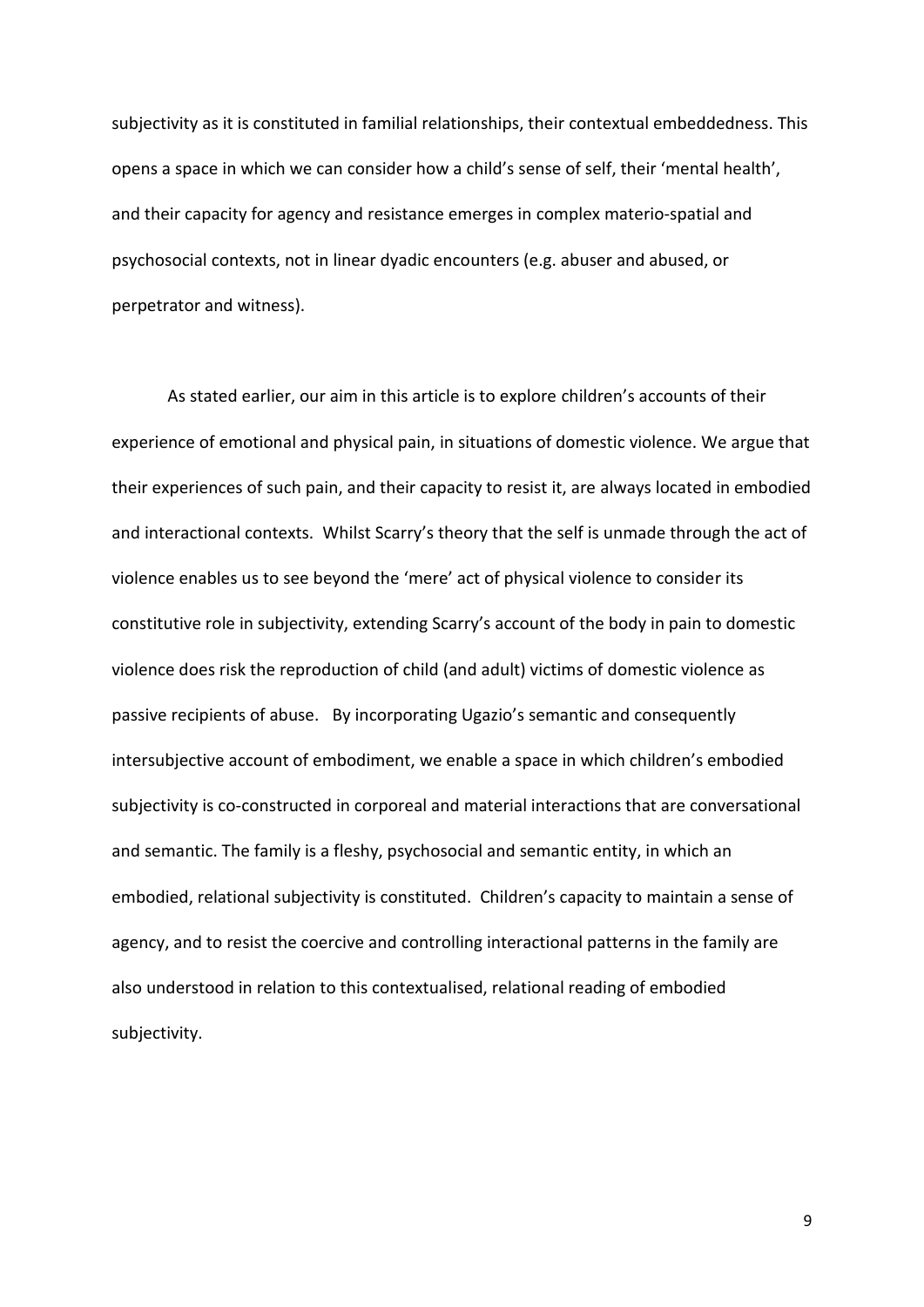subjectivity as it is constituted in familial relationships, their contextual embeddedness. This opens a space in which we can consider how a child's sense of self, their 'mental health', and their capacity for agency and resistance emerges in complex materio-spatial and psychosocial contexts, not in linear dyadic encounters (e.g. abuser and abused, or perpetrator and witness).

As stated earlier, our aim in this article is to explore children's accounts of their experience of emotional and physical pain, in situations of domestic violence. We argue that their experiences of such pain, and their capacity to resist it, are always located in embodied and interactional contexts. Whilst Scarry's theory that the self is unmade through the act of violence enables us to see beyond the 'mere' act of physical violence to consider its constitutive role in subjectivity, extending Scarry's account of the body in pain to domestic violence does risk the reproduction of child (and adult) victims of domestic violence as passive recipients of abuse. By incorporating Ugazio's semantic and consequently intersubjective account of embodiment, we enable a space in which children's embodied subjectivity is co-constructed in corporeal and material interactions that are conversational and semantic. The family is a fleshy, psychosocial and semantic entity, in which an embodied, relational subjectivity is constituted. Children's capacity to maintain a sense of agency, and to resist the coercive and controlling interactional patterns in the family are also understood in relation to this contextualised, relational reading of embodied subjectivity.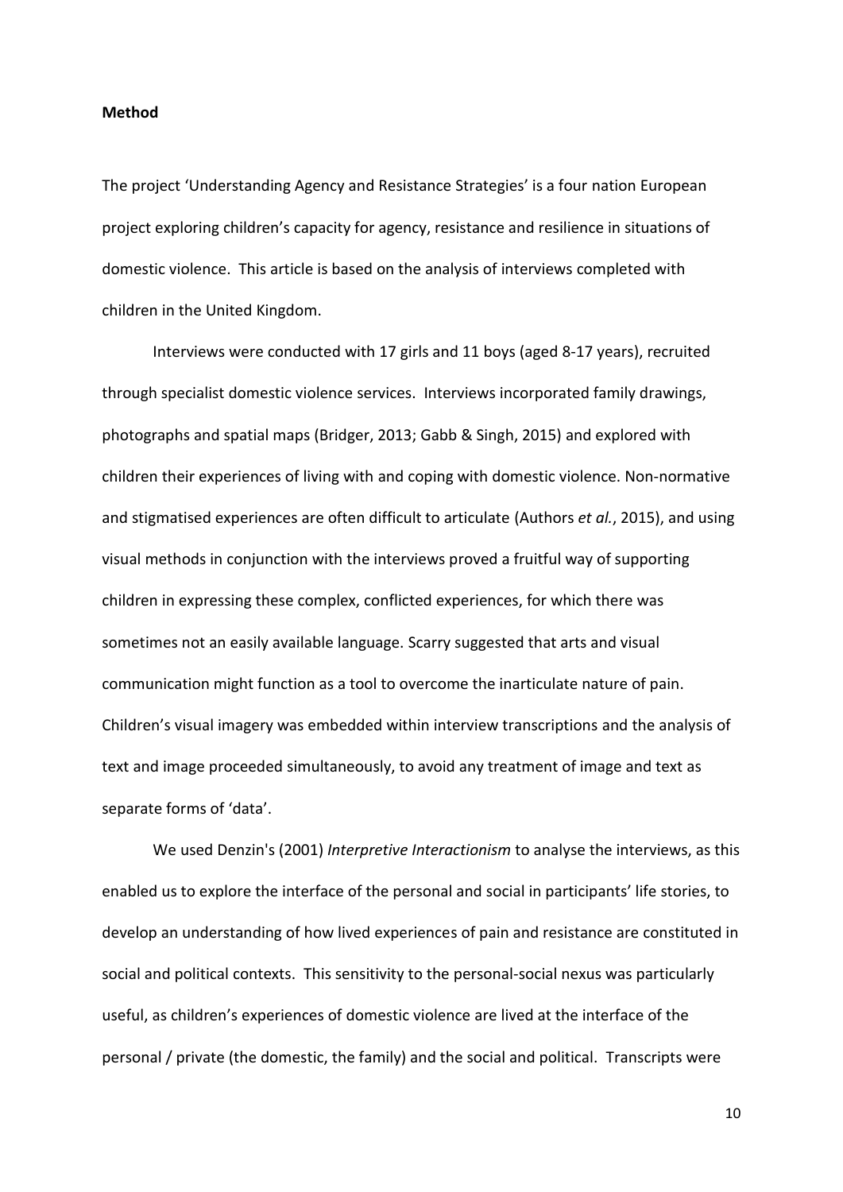**Method**

The project 'Understanding Agency and Resistance Strategies' is a four nation European project exploring children's capacity for agency, resistance and resilience in situations of domestic violence. This article is based on the analysis of interviews completed with children in the United Kingdom.

Interviews were conducted with 17 girls and 11 boys (aged 8-17 years), recruited through specialist domestic violence services. Interviews incorporated family drawings, photographs and spatial maps (Bridger, 2013; Gabb & Singh, 2015) and explored with children their experiences of living with and coping with domestic violence. Non-normative and stigmatised experiences are often difficult to articulate (Authors *et al.*, 2015), and using visual methods in conjunction with the interviews proved a fruitful way of supporting children in expressing these complex, conflicted experiences, for which there was sometimes not an easily available language. Scarry suggested that arts and visual communication might function as a tool to overcome the inarticulate nature of pain. Children's visual imagery was embedded within interview transcriptions and the analysis of text and image proceeded simultaneously, to avoid any treatment of image and text as separate forms of 'data'.

We used Denzin's (2001) *Interpretive Interactionism* to analyse the interviews, as this enabled us to explore the interface of the personal and social in participants' life stories, to develop an understanding of how lived experiences of pain and resistance are constituted in social and political contexts. This sensitivity to the personal-social nexus was particularly useful, as children's experiences of domestic violence are lived at the interface of the personal / private (the domestic, the family) and the social and political. Transcripts were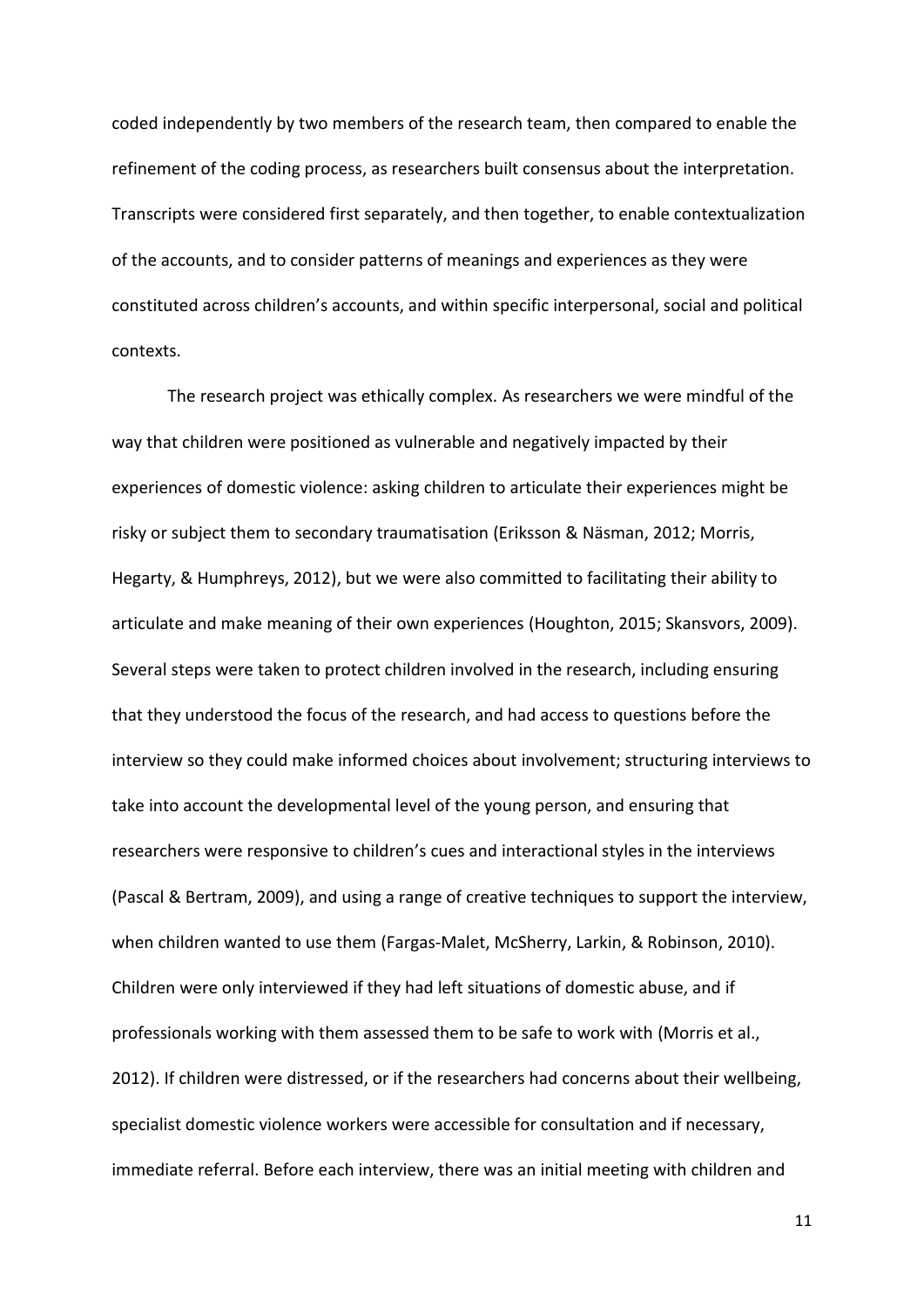coded independently by two members of the research team, then compared to enable the refinement of the coding process, as researchers built consensus about the interpretation. Transcripts were considered first separately, and then together, to enable contextualization of the accounts, and to consider patterns of meanings and experiences as they were constituted across children's accounts, and within specific interpersonal, social and political contexts.

The research project was ethically complex. As researchers we were mindful of the way that children were positioned as vulnerable and negatively impacted by their experiences of domestic violence: asking children to articulate their experiences might be risky or subject them to secondary traumatisation (Eriksson & Näsman, 2012; Morris, Hegarty, & Humphreys, 2012), but we were also committed to facilitating their ability to articulate and make meaning of their own experiences (Houghton, 2015; Skansvors, 2009). Several steps were taken to protect children involved in the research, including ensuring that they understood the focus of the research, and had access to questions before the interview so they could make informed choices about involvement; structuring interviews to take into account the developmental level of the young person, and ensuring that researchers were responsive to children's cues and interactional styles in the interviews (Pascal & Bertram, 2009), and using a range of creative techniques to support the interview, when children wanted to use them (Fargas-Malet, McSherry, Larkin, & Robinson, 2010). Children were only interviewed if they had left situations of domestic abuse, and if professionals working with them assessed them to be safe to work with (Morris et al., 2012). If children were distressed, or if the researchers had concerns about their wellbeing, specialist domestic violence workers were accessible for consultation and if necessary, immediate referral. Before each interview, there was an initial meeting with children and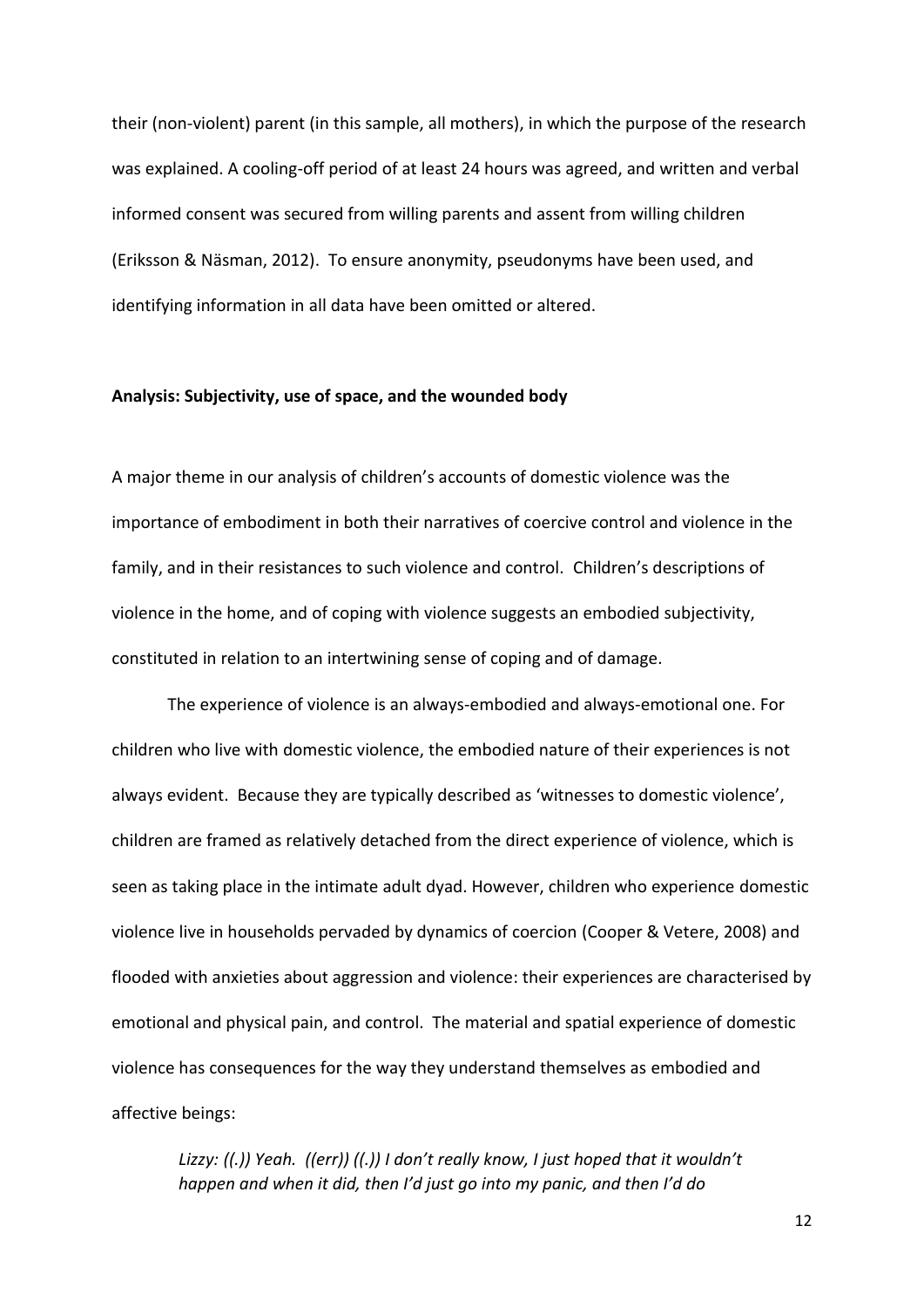their (non-violent) parent (in this sample, all mothers), in which the purpose of the research was explained. A cooling-off period of at least 24 hours was agreed, and written and verbal informed consent was secured from willing parents and assent from willing children (Eriksson & Näsman, 2012). To ensure anonymity, pseudonyms have been used, and identifying information in all data have been omitted or altered.

**Analysis: Subjectivity, use of space, and the wounded body**

A major theme in our analysis of children's accounts of domestic violence was the importance of embodiment in both their narratives of coercive control and violence in the family, and in their resistances to such violence and control. Children's descriptions of violence in the home, and of coping with violence suggests an embodied subjectivity, constituted in relation to an intertwining sense of coping and of damage.

The experience of violence is an always-embodied and always-emotional one. For children who live with domestic violence, the embodied nature of their experiences is not always evident. Because they are typically described as 'witnesses to domestic violence', children are framed as relatively detached from the direct experience of violence, which is seen as taking place in the intimate adult dyad. However, children who experience domestic violence live in households pervaded by dynamics of coercion (Cooper & Vetere, 2008) and flooded with anxieties about aggression and violence: their experiences are characterised by emotional and physical pain, and control. The material and spatial experience of domestic violence has consequences for the way they understand themselves as embodied and affective beings:

> *Lizzy: ((.)) Yeah. ((err)) ((.)) I don't really know, I just hoped that it wouldn't happen and when it did, then I'd just go into my panic, and then I'd do*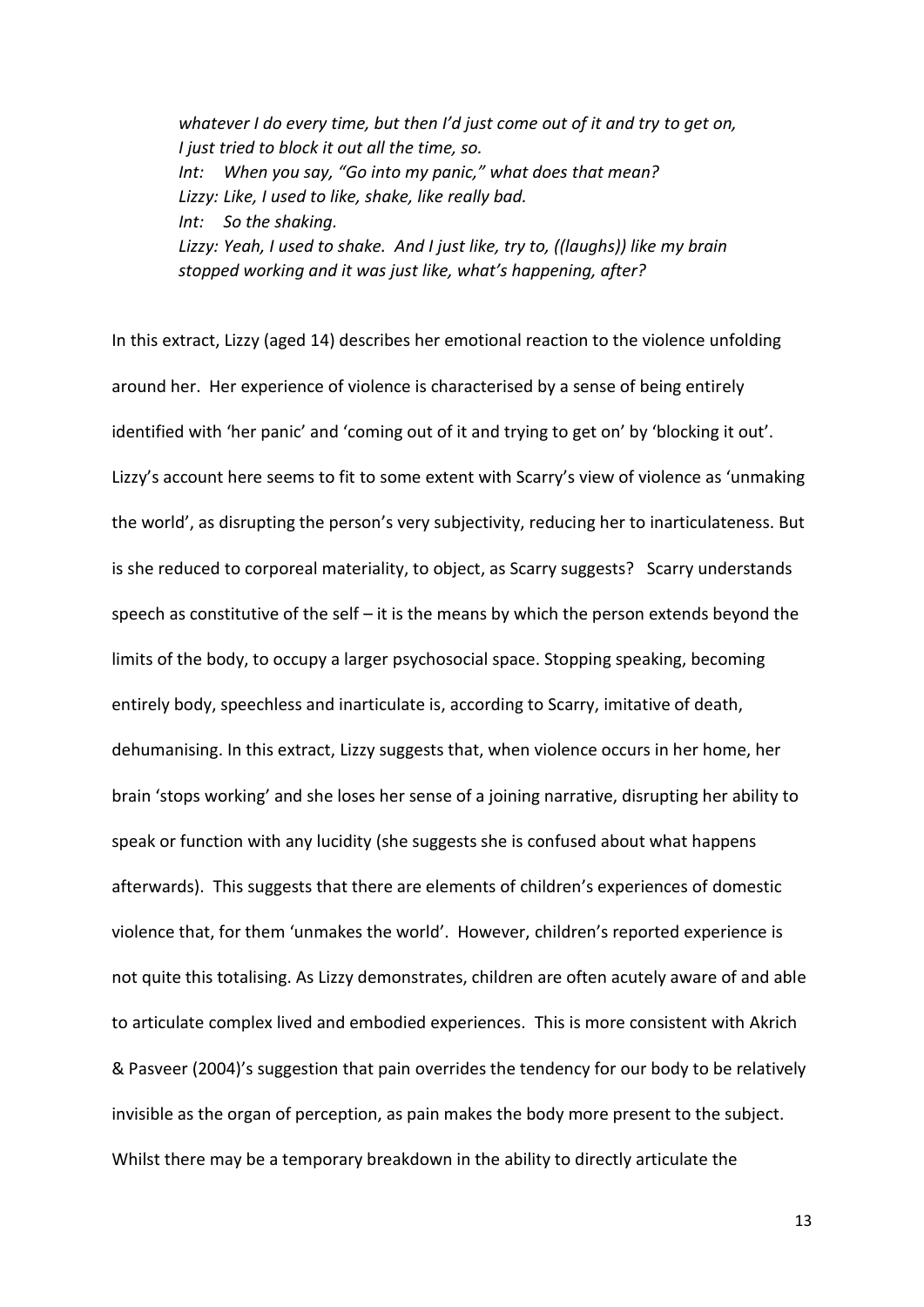> *whatever I do every time, but then I'd just come out of it and try to get on, I just tried to block it out all the time, so.*
> *Int: When you say, "Go into my panic," what does that mean?*
> *Lizzy: Like, I used to like, shake, like really bad.*
> *Int: So the shaking.*
> *Lizzy: Yeah, I used to shake. And I just like, try to, ((laughs)) like my brain stopped working and it was just like, what's happening, after?*

In this extract, Lizzy (aged 14) describes her emotional reaction to the violence unfolding around her. Her experience of violence is characterised by a sense of being entirely identified with 'her panic' and 'coming out of it and trying to get on' by 'blocking it out'. Lizzy's account here seems to fit to some extent with Scarry's view of violence as 'unmaking the world', as disrupting the person's very subjectivity, reducing her to inarticulateness. But is she reduced to corporeal materiality, to object, as Scarry suggests? Scarry understands speech as constitutive of the self – it is the means by which the person extends beyond the limits of the body, to occupy a larger psychosocial space. Stopping speaking, becoming entirely body, speechless and inarticulate is, according to Scarry, imitative of death, dehumanising. In this extract, Lizzy suggests that, when violence occurs in her home, her brain 'stops working' and she loses her sense of a joining narrative, disrupting her ability to speak or function with any lucidity (she suggests she is confused about what happens afterwards). This suggests that there are elements of children's experiences of domestic violence that, for them 'unmakes the world'. However, children's reported experience is not quite this totalising. As Lizzy demonstrates, children are often acutely aware of and able to articulate complex lived and embodied experiences. This is more consistent with Akrich & Pasveer (2004)'s suggestion that pain overrides the tendency for our body to be relatively invisible as the organ of perception, as pain makes the body more present to the subject. Whilst there may be a temporary breakdown in the ability to directly articulate the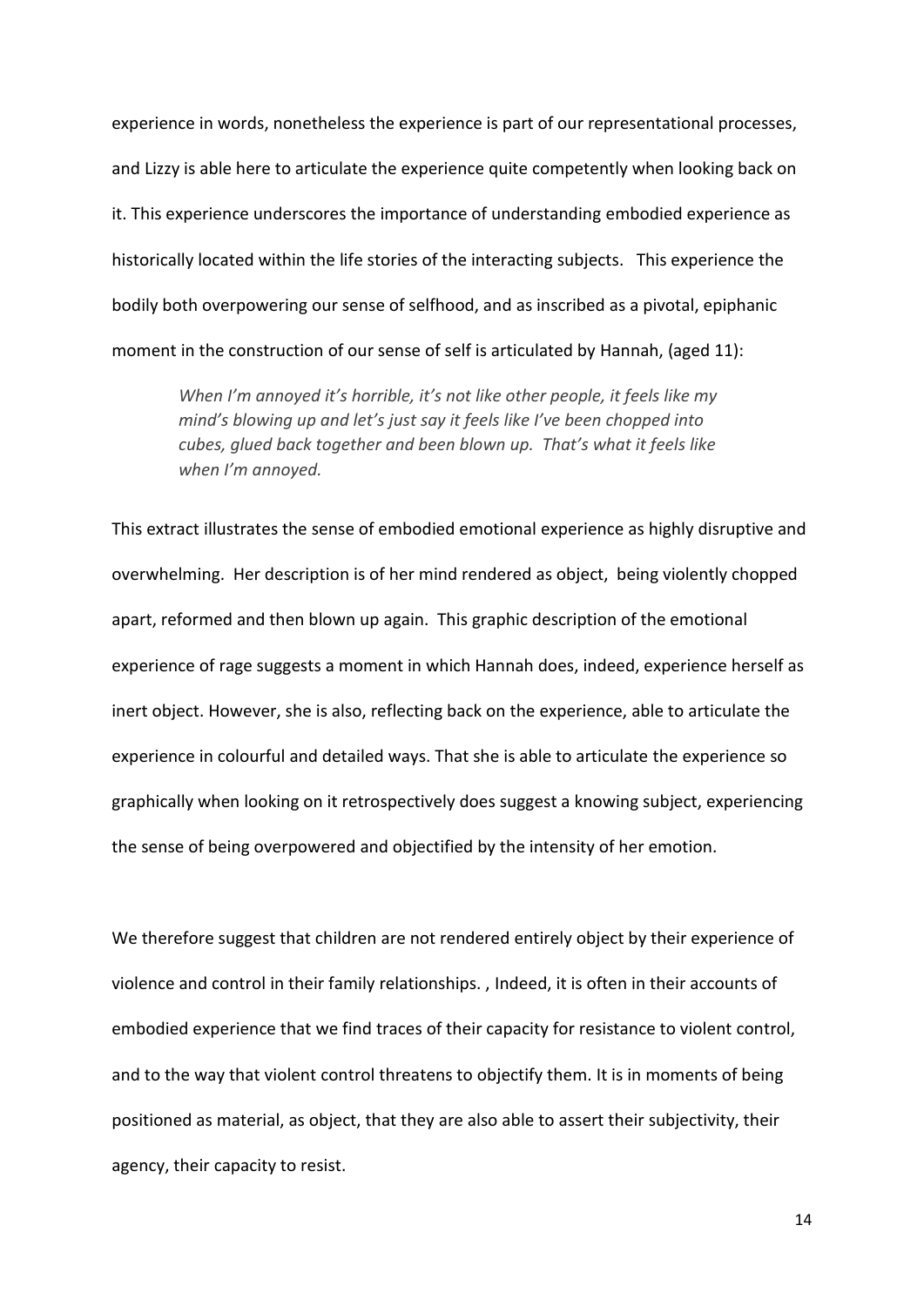experience in words, nonetheless the experience is part of our representational processes, and Lizzy is able here to articulate the experience quite competently when looking back on it. This experience underscores the importance of understanding embodied experience as historically located within the life stories of the interacting subjects.   This experience the bodily both overpowering our sense of selfhood, and as inscribed as a pivotal, epiphanic moment in the construction of our sense of self is articulated by Hannah, (aged 11):

> *When I'm annoyed it's horrible, it's not like other people, it feels like my mind's blowing up and let's just say it feels like I've been chopped into cubes, glued back together and been blown up.  That's what it feels like when I'm annoyed.*

This extract illustrates the sense of embodied emotional experience as highly disruptive and overwhelming.  Her description is of her mind rendered as object,  being violently chopped apart, reformed and then blown up again.  This graphic description of the emotional experience of rage suggests a moment in which Hannah does, indeed, experience herself as inert object. However, she is also, reflecting back on the experience, able to articulate the experience in colourful and detailed ways. That she is able to articulate the experience so graphically when looking on it retrospectively does suggest a knowing subject, experiencing the sense of being overpowered and objectified by the intensity of her emotion.

We therefore suggest that children are not rendered entirely object by their experience of violence and control in their family relationships. , Indeed, it is often in their accounts of embodied experience that we find traces of their capacity for resistance to violent control, and to the way that violent control threatens to objectify them. It is in moments of being positioned as material, as object, that they are also able to assert their subjectivity, their agency, their capacity to resist.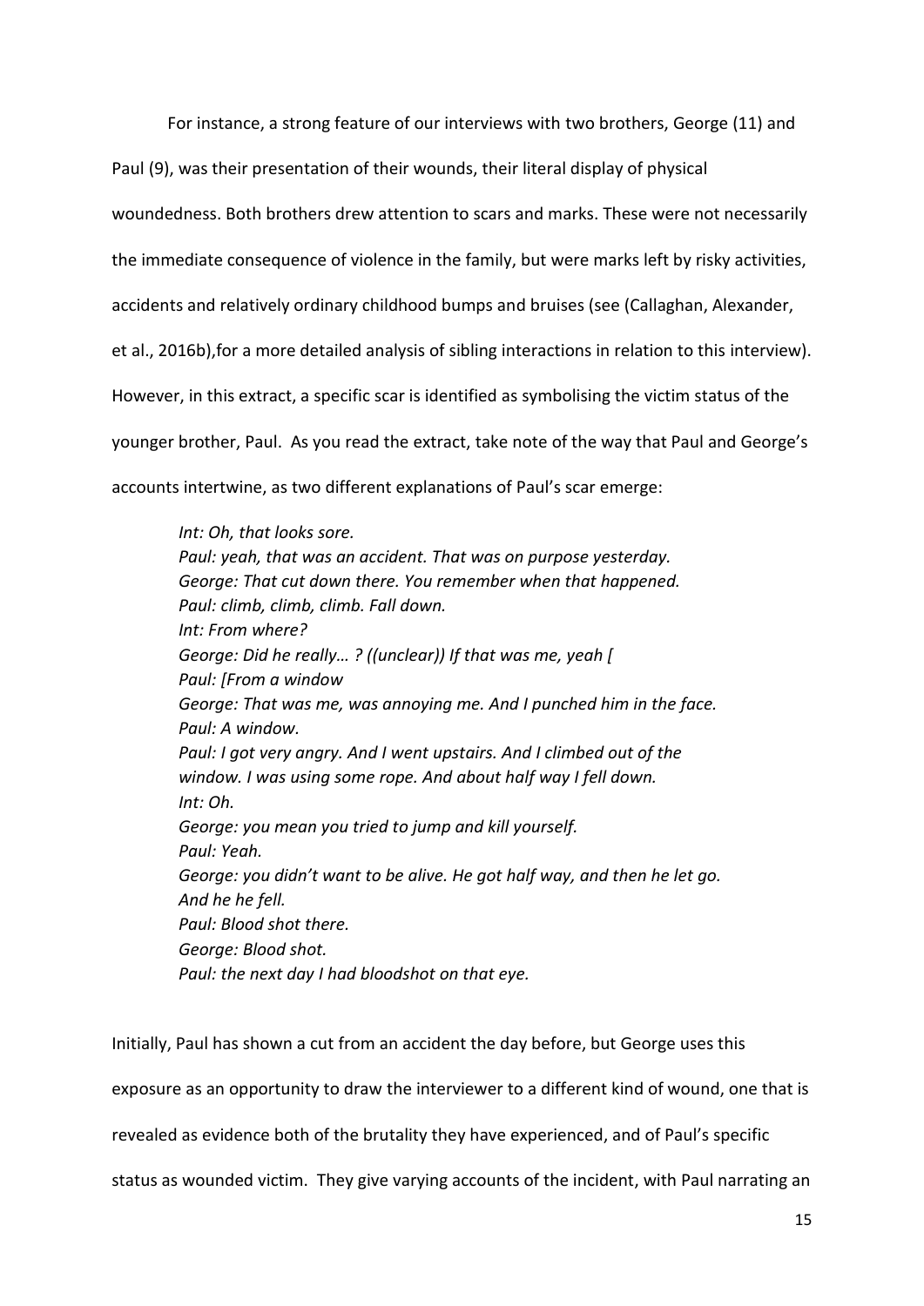For instance, a strong feature of our interviews with two brothers, George (11) and Paul (9), was their presentation of their wounds, their literal display of physical woundedness. Both brothers drew attention to scars and marks. These were not necessarily the immediate consequence of violence in the family, but were marks left by risky activities, accidents and relatively ordinary childhood bumps and bruises (see (Callaghan, Alexander, et al., 2016b),for a more detailed analysis of sibling interactions in relation to this interview). However, in this extract, a specific scar is identified as symbolising the victim status of the younger brother, Paul. As you read the extract, take note of the way that Paul and George's accounts intertwine, as two different explanations of Paul's scar emerge:

> *Int: Oh, that looks sore.*
> *Paul: yeah, that was an accident. That was on purpose yesterday.*
> *George: That cut down there. You remember when that happened.*
> *Paul: climb, climb, climb. Fall down.*
> *Int: From where?*
> *George: Did he really… ? ((unclear)) If that was me, yeah [*
> *Paul: [From a window*
> *George: That was me, was annoying me. And I punched him in the face.*
> *Paul: A window.*
> *Paul: I got very angry. And I went upstairs. And I climbed out of the window. I was using some rope. And about half way I fell down.*
> *Int: Oh.*
> *George: you mean you tried to jump and kill yourself.*
> *Paul: Yeah.*
> *George: you didn't want to be alive. He got half way, and then he let go. And he he fell.*
> *Paul: Blood shot there.*
> *George: Blood shot.*
> *Paul: the next day I had bloodshot on that eye.*

Initially, Paul has shown a cut from an accident the day before, but George uses this exposure as an opportunity to draw the interviewer to a different kind of wound, one that is revealed as evidence both of the brutality they have experienced, and of Paul's specific status as wounded victim. They give varying accounts of the incident, with Paul narrating an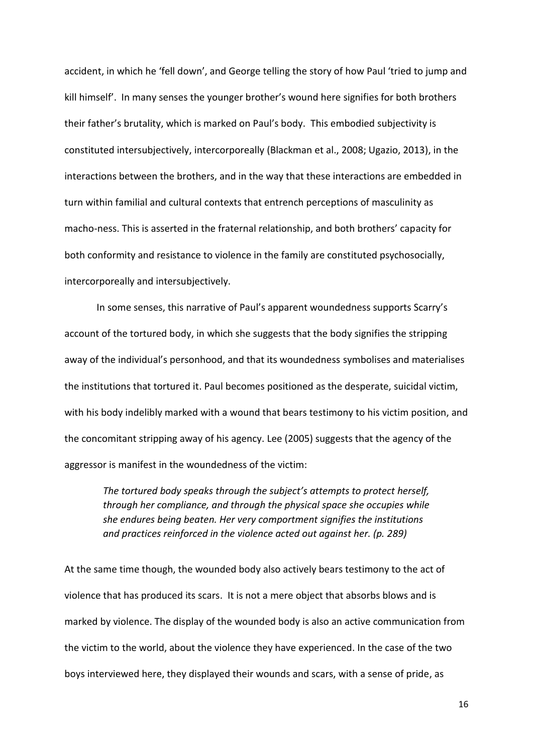accident, in which he 'fell down', and George telling the story of how Paul 'tried to jump and kill himself'. In many senses the younger brother's wound here signifies for both brothers their father's brutality, which is marked on Paul's body. This embodied subjectivity is constituted intersubjectively, intercorporeally (Blackman et al., 2008; Ugazio, 2013), in the interactions between the brothers, and in the way that these interactions are embedded in turn within familial and cultural contexts that entrench perceptions of masculinity as macho-ness. This is asserted in the fraternal relationship, and both brothers' capacity for both conformity and resistance to violence in the family are constituted psychosocially, intercorporeally and intersubjectively.

In some senses, this narrative of Paul's apparent woundedness supports Scarry's account of the tortured body, in which she suggests that the body signifies the stripping away of the individual's personhood, and that its woundedness symbolises and materialises the institutions that tortured it. Paul becomes positioned as the desperate, suicidal victim, with his body indelibly marked with a wound that bears testimony to his victim position, and the concomitant stripping away of his agency. Lee (2005) suggests that the agency of the aggressor is manifest in the woundedness of the victim:

> *The tortured body speaks through the subject's attempts to protect herself, through her compliance, and through the physical space she occupies while she endures being beaten. Her very comportment signifies the institutions and practices reinforced in the violence acted out against her. (p. 289)*

At the same time though, the wounded body also actively bears testimony to the act of violence that has produced its scars. It is not a mere object that absorbs blows and is marked by violence. The display of the wounded body is also an active communication from the victim to the world, about the violence they have experienced. In the case of the two boys interviewed here, they displayed their wounds and scars, with a sense of pride, as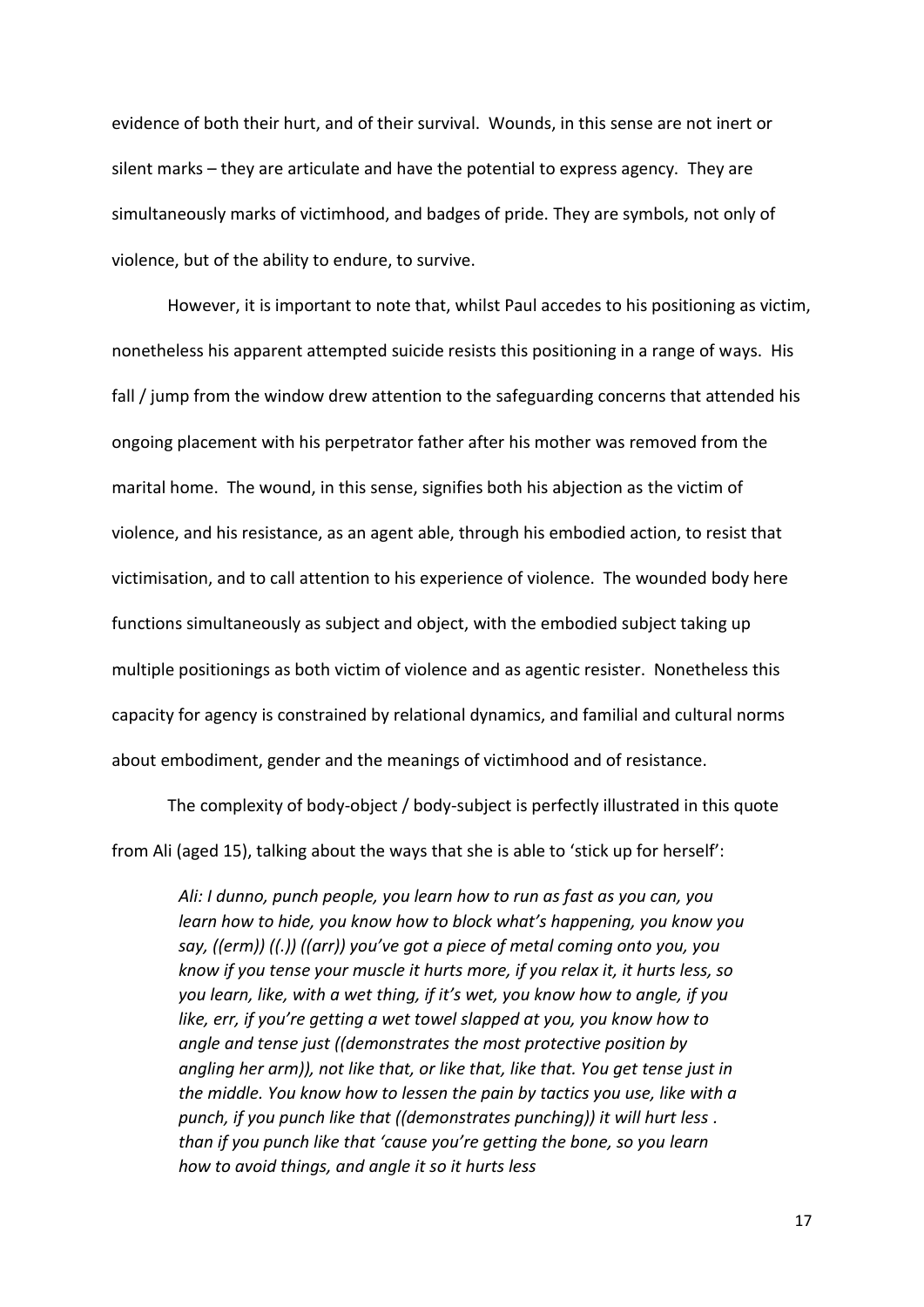evidence of both their hurt, and of their survival. Wounds, in this sense are not inert or silent marks – they are articulate and have the potential to express agency. They are simultaneously marks of victimhood, and badges of pride. They are symbols, not only of violence, but of the ability to endure, to survive.

However, it is important to note that, whilst Paul accedes to his positioning as victim, nonetheless his apparent attempted suicide resists this positioning in a range of ways. His fall / jump from the window drew attention to the safeguarding concerns that attended his ongoing placement with his perpetrator father after his mother was removed from the marital home. The wound, in this sense, signifies both his abjection as the victim of violence, and his resistance, as an agent able, through his embodied action, to resist that victimisation, and to call attention to his experience of violence. The wounded body here functions simultaneously as subject and object, with the embodied subject taking up multiple positionings as both victim of violence and as agentic resister. Nonetheless this capacity for agency is constrained by relational dynamics, and familial and cultural norms about embodiment, gender and the meanings of victimhood and of resistance.

The complexity of body-object / body-subject is perfectly illustrated in this quote from Ali (aged 15), talking about the ways that she is able to 'stick up for herself':

> *Ali: I dunno, punch people, you learn how to run as fast as you can, you learn how to hide, you know how to block what's happening, you know you say, ((erm)) ((.)) ((arr)) you've got a piece of metal coming onto you, you know if you tense your muscle it hurts more, if you relax it, it hurts less, so you learn, like, with a wet thing, if it's wet, you know how to angle, if you like, err, if you're getting a wet towel slapped at you, you know how to angle and tense just ((demonstrates the most protective position by angling her arm)), not like that, or like that, like that. You get tense just in the middle. You know how to lessen the pain by tactics you use, like with a punch, if you punch like that ((demonstrates punching)) it will hurt less . than if you punch like that 'cause you're getting the bone, so you learn how to avoid things, and angle it so it hurts less*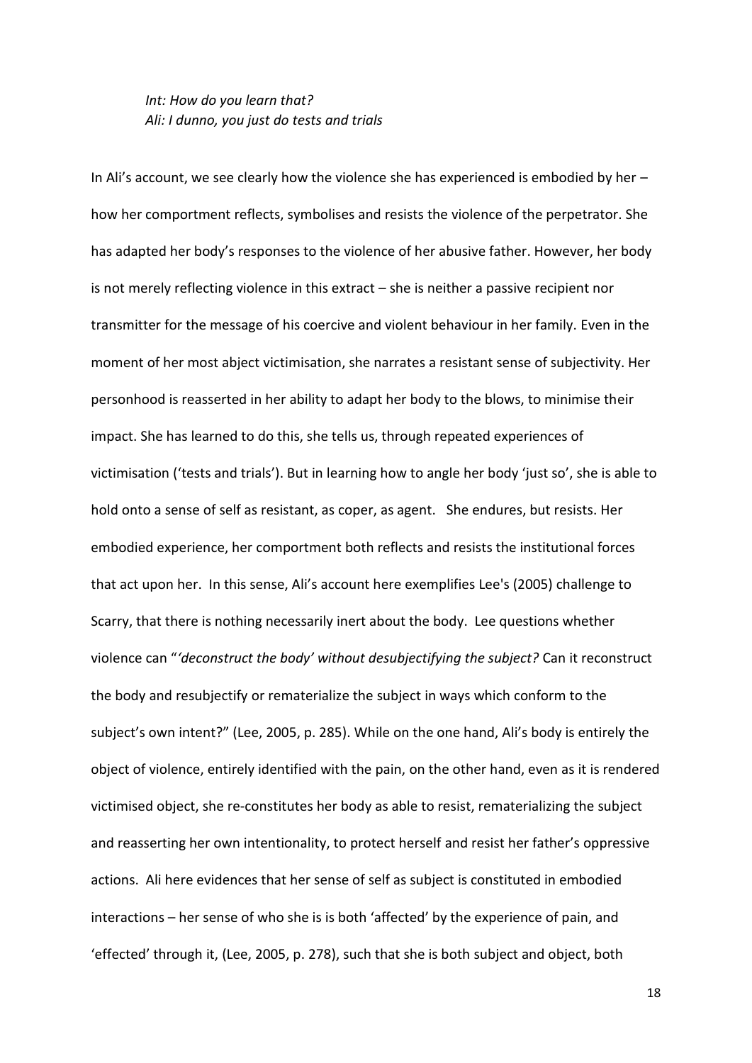*Int: How do you learn that?*
*Ali: I dunno, you just do tests and trials*

In Ali's account, we see clearly how the violence she has experienced is embodied by her – how her comportment reflects, symbolises and resists the violence of the perpetrator. She has adapted her body's responses to the violence of her abusive father. However, her body is not merely reflecting violence in this extract – she is neither a passive recipient nor transmitter for the message of his coercive and violent behaviour in her family. Even in the moment of her most abject victimisation, she narrates a resistant sense of subjectivity. Her personhood is reasserted in her ability to adapt her body to the blows, to minimise their impact. She has learned to do this, she tells us, through repeated experiences of victimisation ('tests and trials'). But in learning how to angle her body 'just so', she is able to hold onto a sense of self as resistant, as coper, as agent. She endures, but resists. Her embodied experience, her comportment both reflects and resists the institutional forces that act upon her. In this sense, Ali's account here exemplifies Lee's (2005) challenge to Scarry, that there is nothing necessarily inert about the body. Lee questions whether violence can "*'deconstruct the body' without desubjectifying the subject?* Can it reconstruct the body and resubjectify or rematerialize the subject in ways which conform to the subject's own intent?" (Lee, 2005, p. 285). While on the one hand, Ali's body is entirely the object of violence, entirely identified with the pain, on the other hand, even as it is rendered victimised object, she re-constitutes her body as able to resist, rematerializing the subject and reasserting her own intentionality, to protect herself and resist her father's oppressive actions. Ali here evidences that her sense of self as subject is constituted in embodied interactions – her sense of who she is is both 'affected' by the experience of pain, and 'effected' through it, (Lee, 2005, p. 278), such that she is both subject and object, both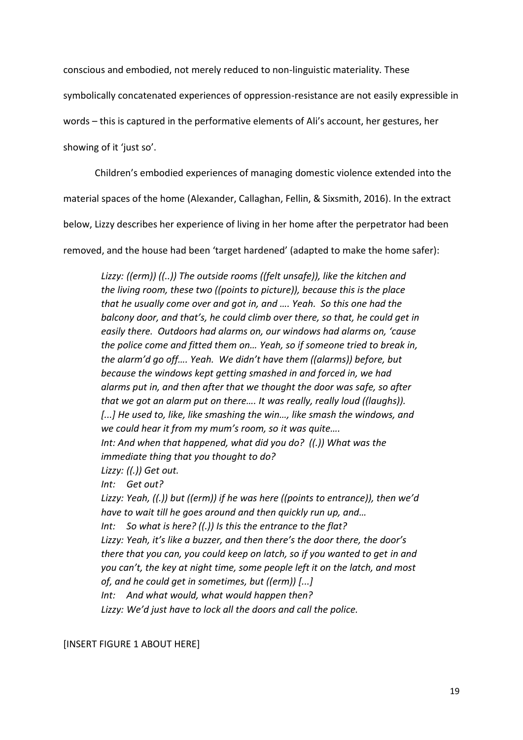conscious and embodied, not merely reduced to non-linguistic materiality. These symbolically concatenated experiences of oppression-resistance are not easily expressible in words – this is captured in the performative elements of Ali's account, her gestures, her showing of it 'just so'.

Children's embodied experiences of managing domestic violence extended into the material spaces of the home (Alexander, Callaghan, Fellin, & Sixsmith, 2016). In the extract below, Lizzy describes her experience of living in her home after the perpetrator had been removed, and the house had been 'target hardened' (adapted to make the home safer):

> *Lizzy: ((erm)) ((..)) The outside rooms ((felt unsafe)), like the kitchen and the living room, these two ((points to picture)), because this is the place that he usually come over and got in, and …. Yeah. So this one had the balcony door, and that's, he could climb over there, so that, he could get in easily there. Outdoors had alarms on, our windows had alarms on, 'cause the police come and fitted them on… Yeah, so if someone tried to break in, the alarm'd go off…. Yeah. We didn't have them ((alarms)) before, but because the windows kept getting smashed in and forced in, we had alarms put in, and then after that we thought the door was safe, so after that we got an alarm put on there…. It was really, really loud ((laughs)). [...] He used to, like, like smashing the win…, like smash the windows, and we could hear it from my mum's room, so it was quite….*
> *Int: And when that happened, what did you do? ((.)) What was the immediate thing that you thought to do?*
> *Lizzy: ((.)) Get out.*
> *Int: Get out?*
> *Lizzy: Yeah, ((.)) but ((erm)) if he was here ((points to entrance)), then we'd have to wait till he goes around and then quickly run up, and…*
> *Int: So what is here? ((.)) Is this the entrance to the flat?*
> *Lizzy: Yeah, it's like a buzzer, and then there's the door there, the door's there that you can, you could keep on latch, so if you wanted to get in and you can't, the key at night time, some people left it on the latch, and most of, and he could get in sometimes, but ((erm)) [...]*
> *Int: And what would, what would happen then?*
> *Lizzy: We'd just have to lock all the doors and call the police.*

[INSERT FIGURE 1 ABOUT HERE]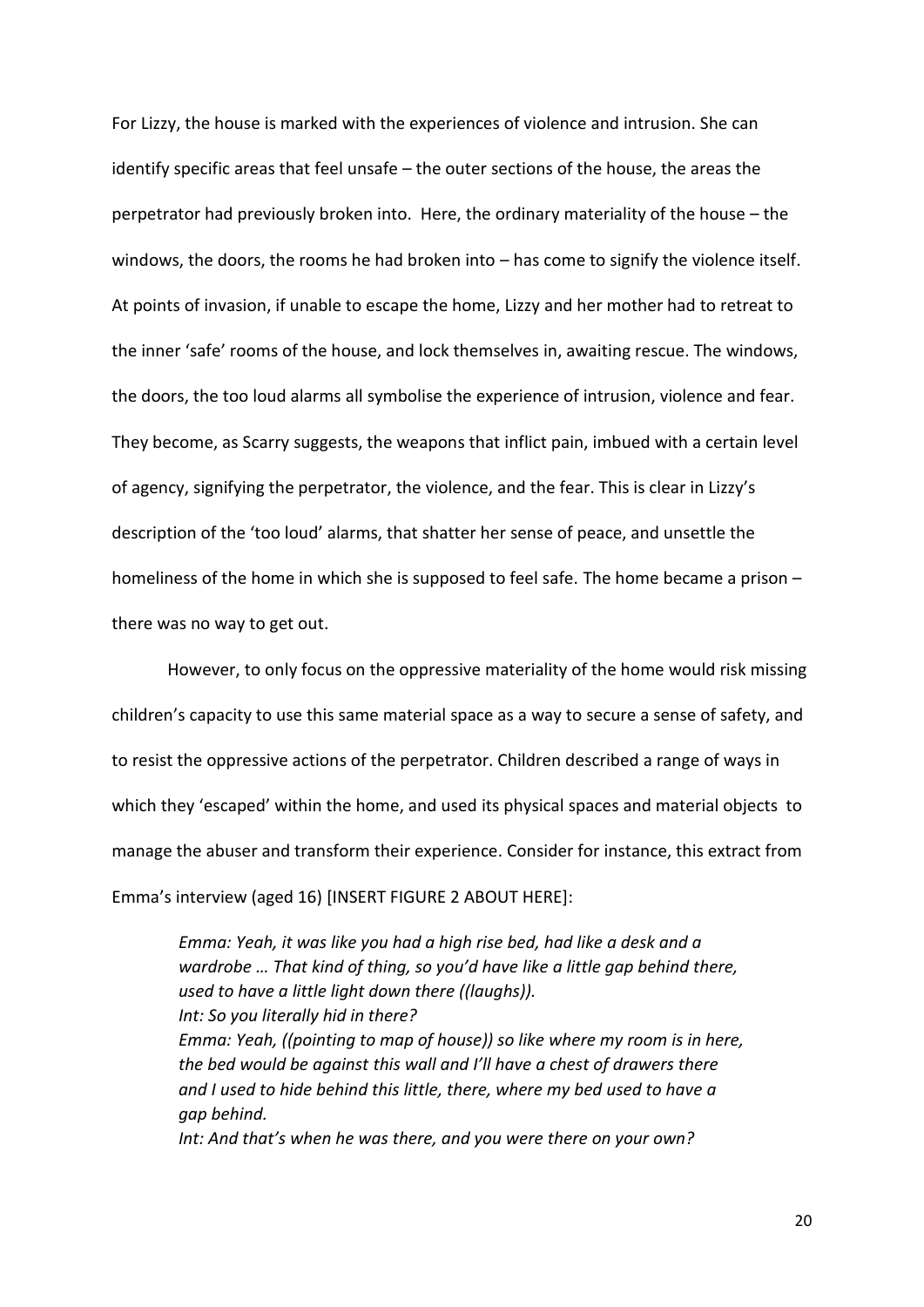For Lizzy, the house is marked with the experiences of violence and intrusion. She can identify specific areas that feel unsafe – the outer sections of the house, the areas the perpetrator had previously broken into. Here, the ordinary materiality of the house – the windows, the doors, the rooms he had broken into – has come to signify the violence itself. At points of invasion, if unable to escape the home, Lizzy and her mother had to retreat to the inner 'safe' rooms of the house, and lock themselves in, awaiting rescue. The windows, the doors, the too loud alarms all symbolise the experience of intrusion, violence and fear. They become, as Scarry suggests, the weapons that inflict pain, imbued with a certain level of agency, signifying the perpetrator, the violence, and the fear. This is clear in Lizzy's description of the 'too loud' alarms, that shatter her sense of peace, and unsettle the homeliness of the home in which she is supposed to feel safe. The home became a prison – there was no way to get out.

However, to only focus on the oppressive materiality of the home would risk missing children's capacity to use this same material space as a way to secure a sense of safety, and to resist the oppressive actions of the perpetrator. Children described a range of ways in which they 'escaped' within the home, and used its physical spaces and material objects to manage the abuser and transform their experience. Consider for instance, this extract from Emma's interview (aged 16) [INSERT FIGURE 2 ABOUT HERE]:

> *Emma: Yeah, it was like you had a high rise bed, had like a desk and a wardrobe … That kind of thing, so you'd have like a little gap behind there, used to have a little light down there ((laughs)).*
> *Int: So you literally hid in there?*
> *Emma: Yeah, ((pointing to map of house)) so like where my room is in here, the bed would be against this wall and I'll have a chest of drawers there and I used to hide behind this little, there, where my bed used to have a gap behind.*
> *Int: And that's when he was there, and you were there on your own?*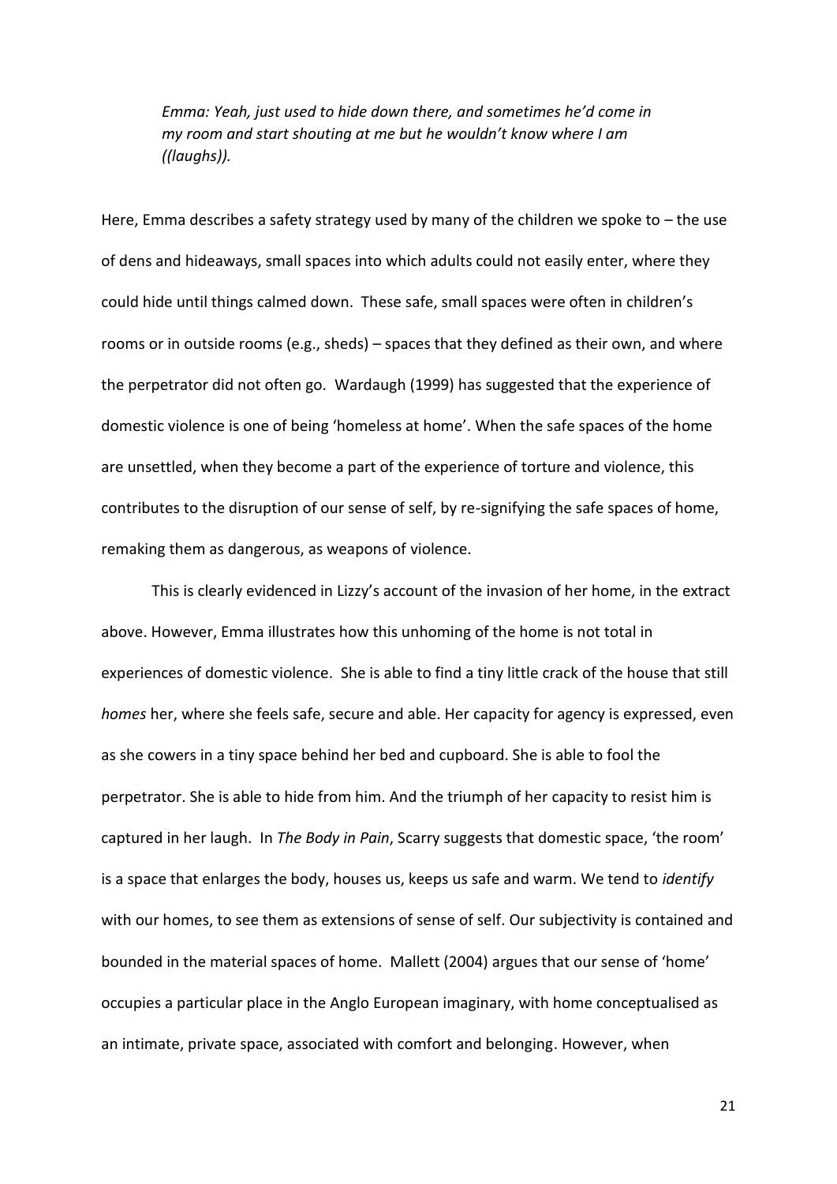*Emma: Yeah, just used to hide down there, and sometimes he'd come in my room and start shouting at me but he wouldn't know where I am ((laughs)).*

Here, Emma describes a safety strategy used by many of the children we spoke to – the use of dens and hideaways, small spaces into which adults could not easily enter, where they could hide until things calmed down. These safe, small spaces were often in children's rooms or in outside rooms (e.g., sheds) – spaces that they defined as their own, and where the perpetrator did not often go. Wardaugh (1999) has suggested that the experience of domestic violence is one of being 'homeless at home'. When the safe spaces of the home are unsettled, when they become a part of the experience of torture and violence, this contributes to the disruption of our sense of self, by re-signifying the safe spaces of home, remaking them as dangerous, as weapons of violence.

This is clearly evidenced in Lizzy's account of the invasion of her home, in the extract above. However, Emma illustrates how this unhoming of the home is not total in experiences of domestic violence. She is able to find a tiny little crack of the house that still *homes* her, where she feels safe, secure and able. Her capacity for agency is expressed, even as she cowers in a tiny space behind her bed and cupboard. She is able to fool the perpetrator. She is able to hide from him. And the triumph of her capacity to resist him is captured in her laugh. In *The Body in Pain*, Scarry suggests that domestic space, 'the room' is a space that enlarges the body, houses us, keeps us safe and warm. We tend to *identify* with our homes, to see them as extensions of sense of self. Our subjectivity is contained and bounded in the material spaces of home. Mallett (2004) argues that our sense of 'home' occupies a particular place in the Anglo European imaginary, with home conceptualised as an intimate, private space, associated with comfort and belonging. However, when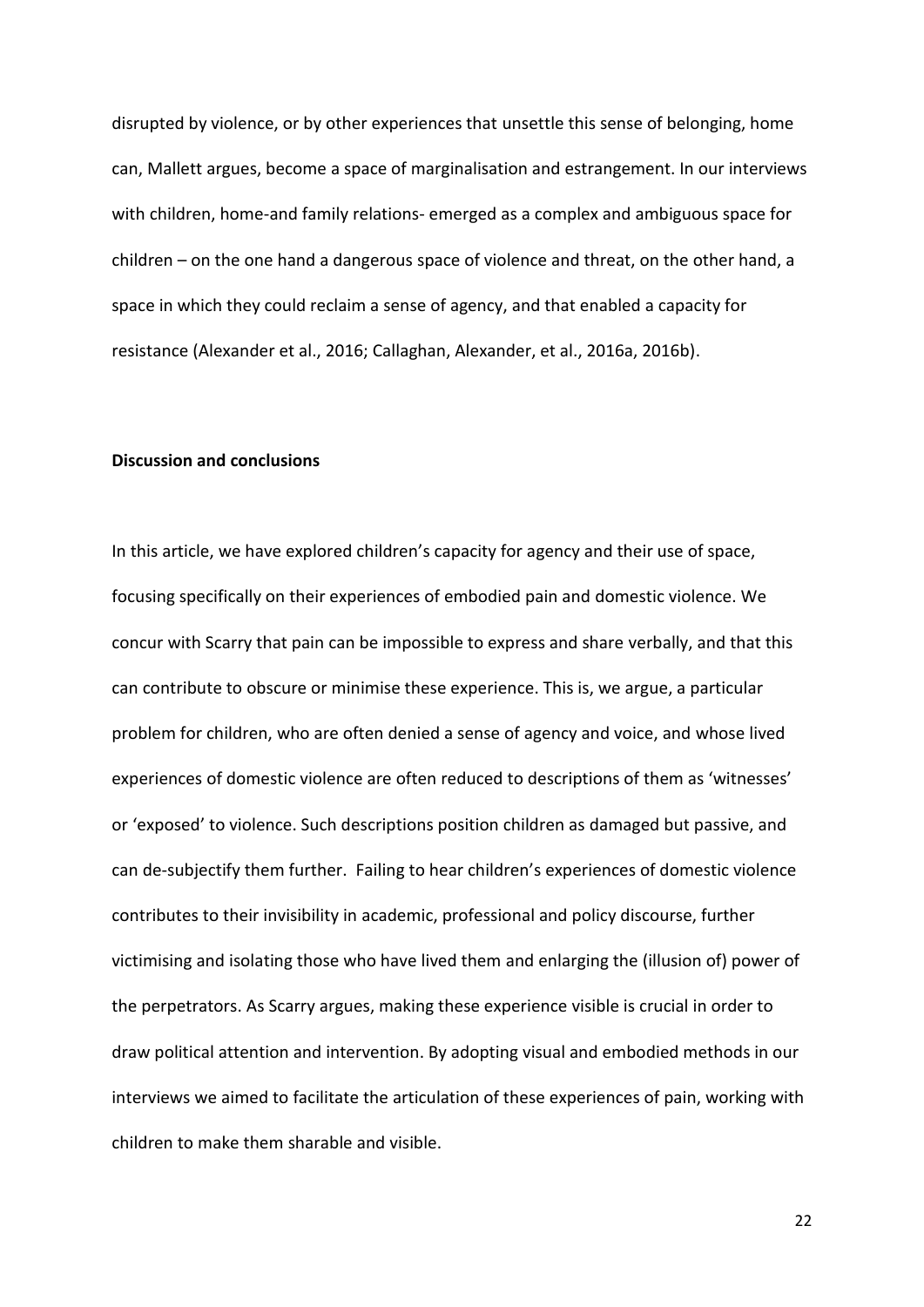disrupted by violence, or by other experiences that unsettle this sense of belonging, home can, Mallett argues, become a space of marginalisation and estrangement. In our interviews with children, home-and family relations- emerged as a complex and ambiguous space for children – on the one hand a dangerous space of violence and threat, on the other hand, a space in which they could reclaim a sense of agency, and that enabled a capacity for resistance (Alexander et al., 2016; Callaghan, Alexander, et al., 2016a, 2016b).

**Discussion and conclusions**

In this article, we have explored children's capacity for agency and their use of space, focusing specifically on their experiences of embodied pain and domestic violence. We concur with Scarry that pain can be impossible to express and share verbally, and that this can contribute to obscure or minimise these experience. This is, we argue, a particular problem for children, who are often denied a sense of agency and voice, and whose lived experiences of domestic violence are often reduced to descriptions of them as 'witnesses' or 'exposed' to violence. Such descriptions position children as damaged but passive, and can de-subjectify them further. Failing to hear children's experiences of domestic violence contributes to their invisibility in academic, professional and policy discourse, further victimising and isolating those who have lived them and enlarging the (illusion of) power of the perpetrators. As Scarry argues, making these experience visible is crucial in order to draw political attention and intervention. By adopting visual and embodied methods in our interviews we aimed to facilitate the articulation of these experiences of pain, working with children to make them sharable and visible.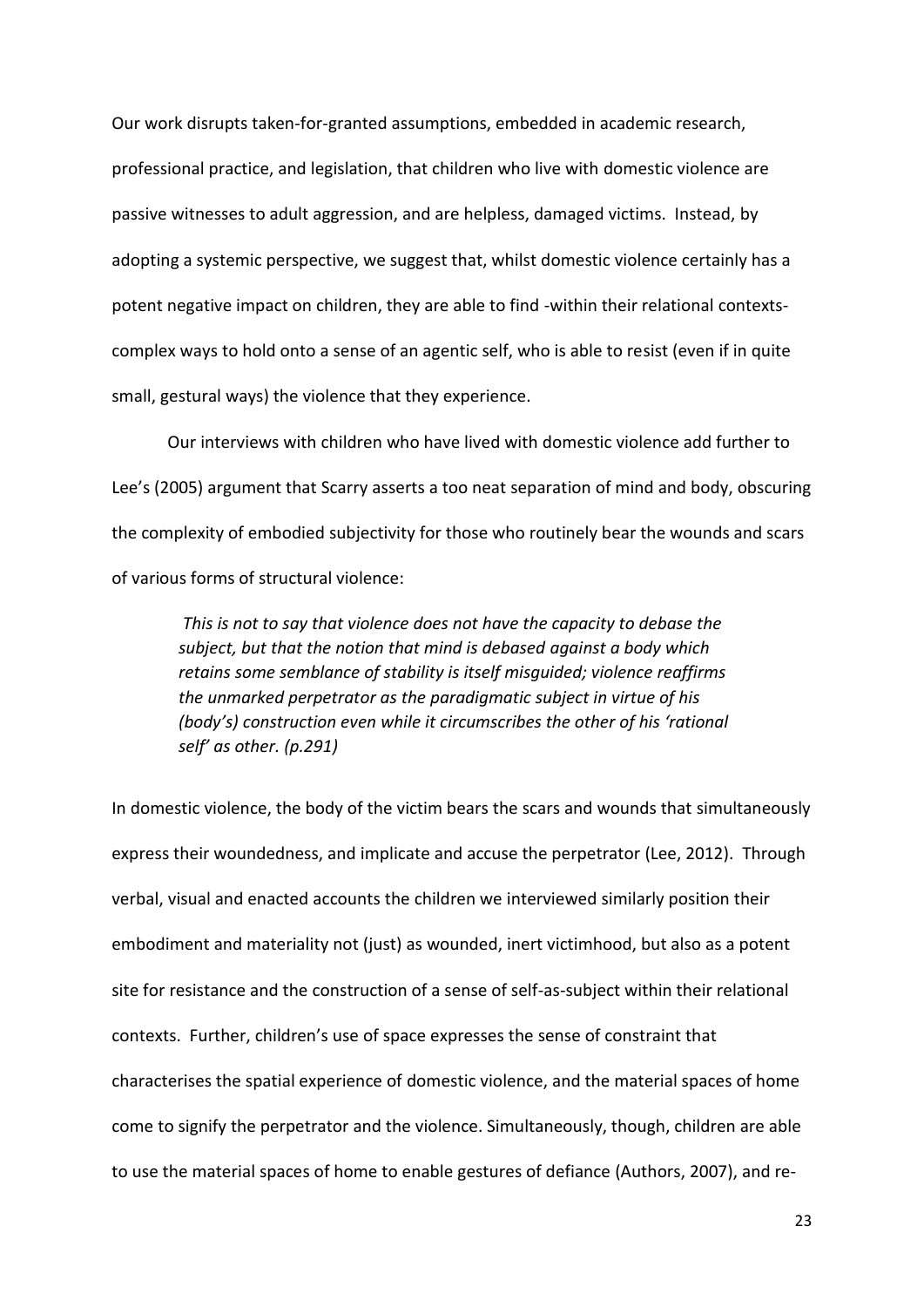Our work disrupts taken-for-granted assumptions, embedded in academic research, professional practice, and legislation, that children who live with domestic violence are passive witnesses to adult aggression, and are helpless, damaged victims. Instead, by adopting a systemic perspective, we suggest that, whilst domestic violence certainly has a potent negative impact on children, they are able to find -within their relational contexts- complex ways to hold onto a sense of an agentic self, who is able to resist (even if in quite small, gestural ways) the violence that they experience.

Our interviews with children who have lived with domestic violence add further to Lee's (2005) argument that Scarry asserts a too neat separation of mind and body, obscuring the complexity of embodied subjectivity for those who routinely bear the wounds and scars of various forms of structural violence:

> *This is not to say that violence does not have the capacity to debase the subject, but that the notion that mind is debased against a body which retains some semblance of stability is itself misguided; violence reaffirms the unmarked perpetrator as the paradigmatic subject in virtue of his (body's) construction even while it circumscribes the other of his 'rational self' as other. (p.291)*

In domestic violence, the body of the victim bears the scars and wounds that simultaneously express their woundedness, and implicate and accuse the perpetrator (Lee, 2012). Through verbal, visual and enacted accounts the children we interviewed similarly position their embodiment and materiality not (just) as wounded, inert victimhood, but also as a potent site for resistance and the construction of a sense of self-as-subject within their relational contexts. Further, children's use of space expresses the sense of constraint that characterises the spatial experience of domestic violence, and the material spaces of home come to signify the perpetrator and the violence. Simultaneously, though, children are able to use the material spaces of home to enable gestures of defiance (Authors, 2007), and re-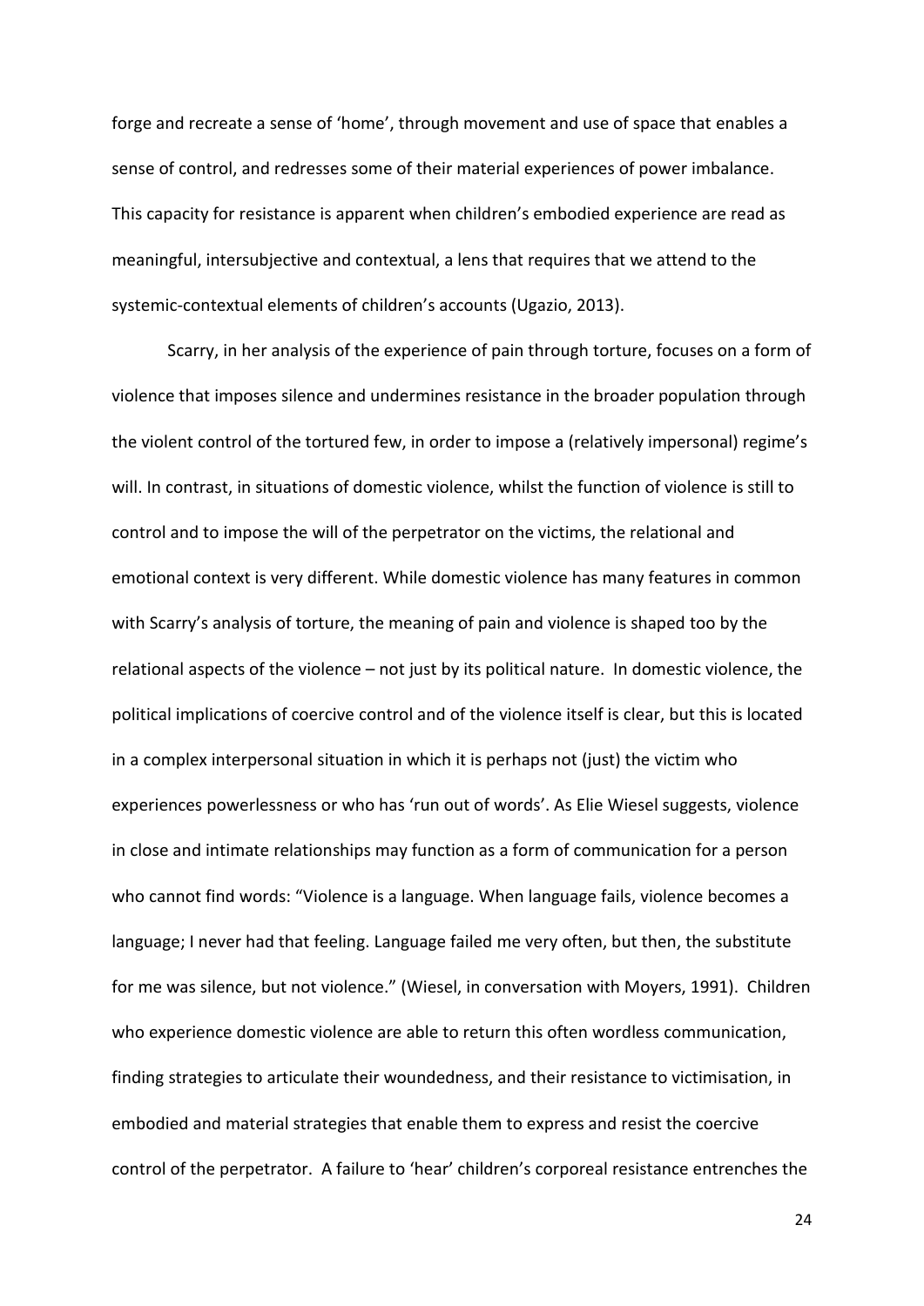forge and recreate a sense of 'home', through movement and use of space that enables a sense of control, and redresses some of their material experiences of power imbalance. This capacity for resistance is apparent when children's embodied experience are read as meaningful, intersubjective and contextual, a lens that requires that we attend to the systemic-contextual elements of children's accounts (Ugazio, 2013).

Scarry, in her analysis of the experience of pain through torture, focuses on a form of violence that imposes silence and undermines resistance in the broader population through the violent control of the tortured few, in order to impose a (relatively impersonal) regime's will. In contrast, in situations of domestic violence, whilst the function of violence is still to control and to impose the will of the perpetrator on the victims, the relational and emotional context is very different. While domestic violence has many features in common with Scarry's analysis of torture, the meaning of pain and violence is shaped too by the relational aspects of the violence – not just by its political nature. In domestic violence, the political implications of coercive control and of the violence itself is clear, but this is located in a complex interpersonal situation in which it is perhaps not (just) the victim who experiences powerlessness or who has 'run out of words'. As Elie Wiesel suggests, violence in close and intimate relationships may function as a form of communication for a person who cannot find words: "Violence is a language. When language fails, violence becomes a language; I never had that feeling. Language failed me very often, but then, the substitute for me was silence, but not violence." (Wiesel, in conversation with Moyers, 1991). Children who experience domestic violence are able to return this often wordless communication, finding strategies to articulate their woundedness, and their resistance to victimisation, in embodied and material strategies that enable them to express and resist the coercive control of the perpetrator. A failure to 'hear' children's corporeal resistance entrenches the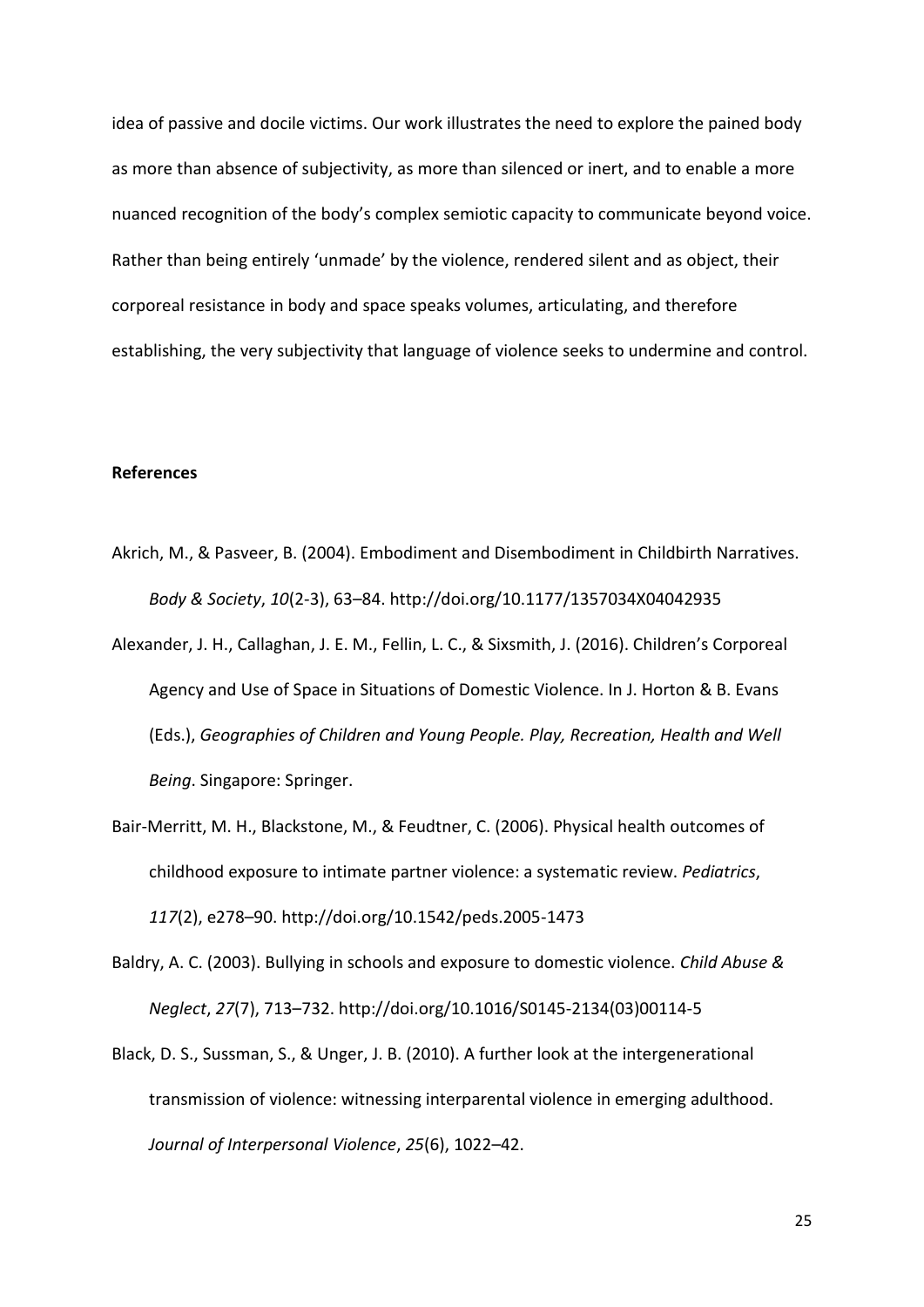idea of passive and docile victims. Our work illustrates the need to explore the pained body as more than absence of subjectivity, as more than silenced or inert, and to enable a more nuanced recognition of the body's complex semiotic capacity to communicate beyond voice. Rather than being entirely 'unmade' by the violence, rendered silent and as object, their corporeal resistance in body and space speaks volumes, articulating, and therefore establishing, the very subjectivity that language of violence seeks to undermine and control.

**References**

Akrich, M., & Pasveer, B. (2004). Embodiment and Disembodiment in Childbirth Narratives. *Body & Society*, *10*(2-3), 63–84. http://doi.org/10.1177/1357034X04042935

Alexander, J. H., Callaghan, J. E. M., Fellin, L. C., & Sixsmith, J. (2016). Children's Corporeal Agency and Use of Space in Situations of Domestic Violence. In J. Horton & B. Evans (Eds.), *Geographies of Children and Young People. Play, Recreation, Health and Well Being*. Singapore: Springer.

Bair-Merritt, M. H., Blackstone, M., & Feudtner, C. (2006). Physical health outcomes of childhood exposure to intimate partner violence: a systematic review. *Pediatrics*, *117*(2), e278–90. http://doi.org/10.1542/peds.2005-1473

Baldry, A. C. (2003). Bullying in schools and exposure to domestic violence. *Child Abuse & Neglect*, *27*(7), 713–732. http://doi.org/10.1016/S0145-2134(03)00114-5

Black, D. S., Sussman, S., & Unger, J. B. (2010). A further look at the intergenerational transmission of violence: witnessing interparental violence in emerging adulthood. *Journal of Interpersonal Violence*, *25*(6), 1022–42.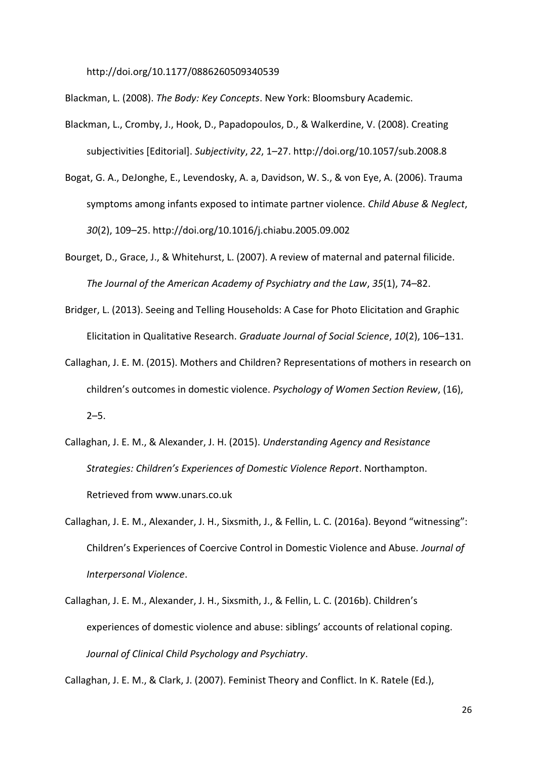http://doi.org/10.1177/0886260509340539

Blackman, L. (2008). *The Body: Key Concepts*. New York: Bloomsbury Academic.

Blackman, L., Cromby, J., Hook, D., Papadopoulos, D., & Walkerdine, V. (2008). Creating subjectivities [Editorial]. *Subjectivity*, *22*, 1–27. http://doi.org/10.1057/sub.2008.8

Bogat, G. A., DeJonghe, E., Levendosky, A. a, Davidson, W. S., & von Eye, A. (2006). Trauma symptoms among infants exposed to intimate partner violence. *Child Abuse & Neglect*, *30*(2), 109–25. http://doi.org/10.1016/j.chiabu.2005.09.002

Bourget, D., Grace, J., & Whitehurst, L. (2007). A review of maternal and paternal filicide. *The Journal of the American Academy of Psychiatry and the Law*, *35*(1), 74–82.

Bridger, L. (2013). Seeing and Telling Households: A Case for Photo Elicitation and Graphic Elicitation in Qualitative Research. *Graduate Journal of Social Science*, *10*(2), 106–131.

Callaghan, J. E. M. (2015). Mothers and Children? Representations of mothers in research on children's outcomes in domestic violence. *Psychology of Women Section Review*, (16), 2–5.

Callaghan, J. E. M., & Alexander, J. H. (2015). *Understanding Agency and Resistance Strategies: Children's Experiences of Domestic Violence Report*. Northampton. Retrieved from www.unars.co.uk

Callaghan, J. E. M., Alexander, J. H., Sixsmith, J., & Fellin, L. C. (2016a). Beyond "witnessing": Children's Experiences of Coercive Control in Domestic Violence and Abuse. *Journal of Interpersonal Violence*.

Callaghan, J. E. M., Alexander, J. H., Sixsmith, J., & Fellin, L. C. (2016b). Children's experiences of domestic violence and abuse: siblings' accounts of relational coping. *Journal of Clinical Child Psychology and Psychiatry*.

Callaghan, J. E. M., & Clark, J. (2007). Feminist Theory and Conflict. In K. Ratele (Ed.),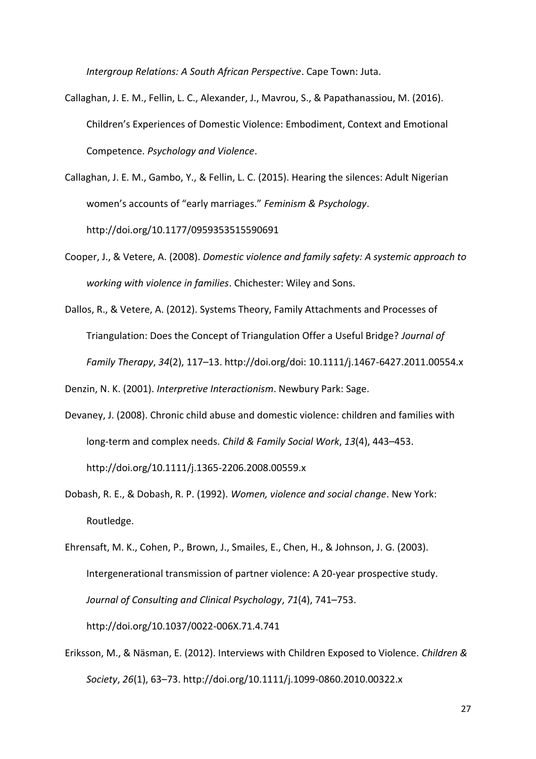*Intergroup Relations: A South African Perspective*. Cape Town: Juta.

Callaghan, J. E. M., Fellin, L. C., Alexander, J., Mavrou, S., & Papathanassiou, M. (2016). Children's Experiences of Domestic Violence: Embodiment, Context and Emotional Competence. *Psychology and Violence*.

Callaghan, J. E. M., Gambo, Y., & Fellin, L. C. (2015). Hearing the silences: Adult Nigerian women's accounts of "early marriages." *Feminism & Psychology*. http://doi.org/10.1177/0959353515590691

Cooper, J., & Vetere, A. (2008). *Domestic violence and family safety: A systemic approach to working with violence in families*. Chichester: Wiley and Sons.

Dallos, R., & Vetere, A. (2012). Systems Theory, Family Attachments and Processes of Triangulation: Does the Concept of Triangulation Offer a Useful Bridge? *Journal of Family Therapy*, *34*(2), 117–13. http://doi.org/doi: 10.1111/j.1467-6427.2011.00554.x

Denzin, N. K. (2001). *Interpretive Interactionism*. Newbury Park: Sage.

Devaney, J. (2008). Chronic child abuse and domestic violence: children and families with long-term and complex needs. *Child & Family Social Work*, *13*(4), 443–453. http://doi.org/10.1111/j.1365-2206.2008.00559.x

Dobash, R. E., & Dobash, R. P. (1992). *Women, violence and social change*. New York: Routledge.

Ehrensaft, M. K., Cohen, P., Brown, J., Smailes, E., Chen, H., & Johnson, J. G. (2003). Intergenerational transmission of partner violence: A 20-year prospective study. *Journal of Consulting and Clinical Psychology*, *71*(4), 741–753. http://doi.org/10.1037/0022-006X.71.4.741

Eriksson, M., & Näsman, E. (2012). Interviews with Children Exposed to Violence. *Children & Society*, *26*(1), 63–73. http://doi.org/10.1111/j.1099-0860.2010.00322.x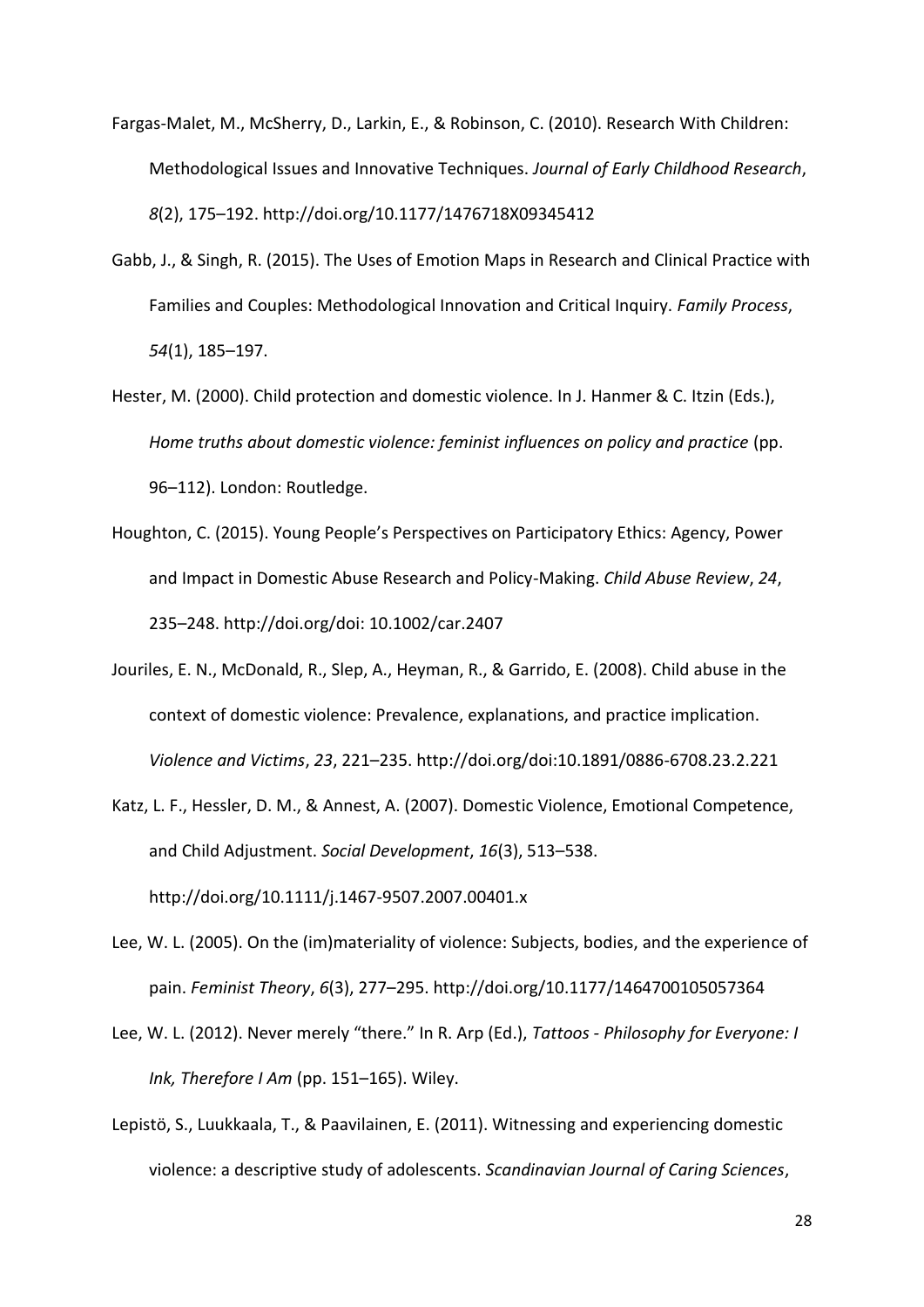Fargas-Malet, M., McSherry, D., Larkin, E., & Robinson, C. (2010). Research With Children: Methodological Issues and Innovative Techniques. *Journal of Early Childhood Research*, *8*(2), 175–192. http://doi.org/10.1177/1476718X09345412

Gabb, J., & Singh, R. (2015). The Uses of Emotion Maps in Research and Clinical Practice with Families and Couples: Methodological Innovation and Critical Inquiry. *Family Process*, *54*(1), 185–197.

Hester, M. (2000). Child protection and domestic violence. In J. Hanmer & C. Itzin (Eds.), *Home truths about domestic violence: feminist influences on policy and practice* (pp. 96–112). London: Routledge.

Houghton, C. (2015). Young People's Perspectives on Participatory Ethics: Agency, Power and Impact in Domestic Abuse Research and Policy-Making. *Child Abuse Review*, *24*, 235–248. http://doi.org/doi: 10.1002/car.2407

Jouriles, E. N., McDonald, R., Slep, A., Heyman, R., & Garrido, E. (2008). Child abuse in the context of domestic violence: Prevalence, explanations, and practice implication. *Violence and Victims*, *23*, 221–235. http://doi.org/doi:10.1891/0886-6708.23.2.221

Katz, L. F., Hessler, D. M., & Annest, A. (2007). Domestic Violence, Emotional Competence, and Child Adjustment. *Social Development*, *16*(3), 513–538. http://doi.org/10.1111/j.1467-9507.2007.00401.x

Lee, W. L. (2005). On the (im)materiality of violence: Subjects, bodies, and the experience of pain. *Feminist Theory*, *6*(3), 277–295. http://doi.org/10.1177/1464700105057364

Lee, W. L. (2012). Never merely "there." In R. Arp (Ed.), *Tattoos - Philosophy for Everyone: I Ink, Therefore I Am* (pp. 151–165). Wiley.

Lepistö, S., Luukkaala, T., & Paavilainen, E. (2011). Witnessing and experiencing domestic violence: a descriptive study of adolescents. *Scandinavian Journal of Caring Sciences*,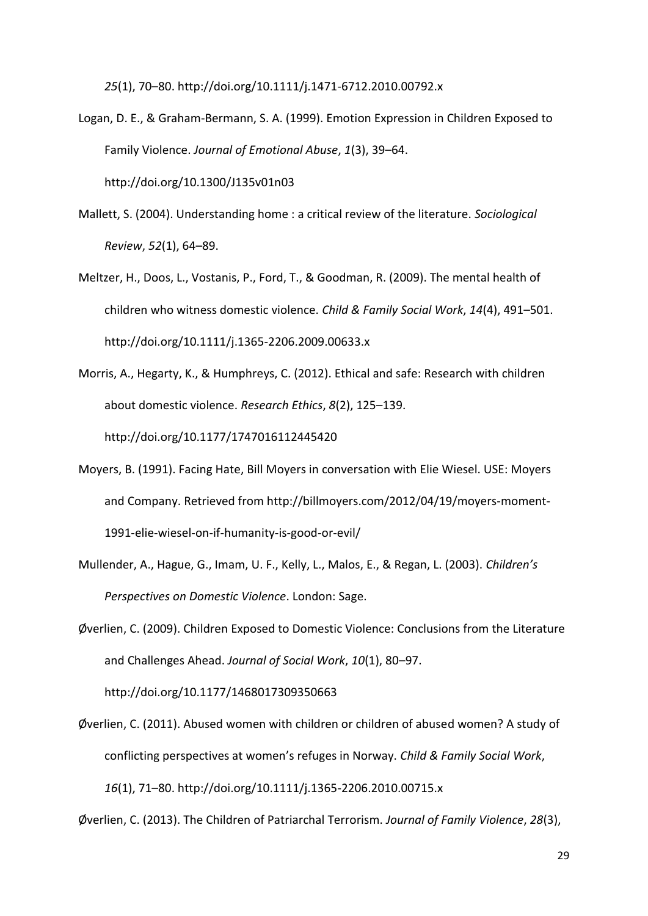*25*(1), 70–80. http://doi.org/10.1111/j.1471-6712.2010.00792.x

Logan, D. E., & Graham-Bermann, S. A. (1999). Emotion Expression in Children Exposed to Family Violence. *Journal of Emotional Abuse*, *1*(3), 39–64. http://doi.org/10.1300/J135v01n03

Mallett, S. (2004). Understanding home : a critical review of the literature. *Sociological Review*, *52*(1), 64–89.

Meltzer, H., Doos, L., Vostanis, P., Ford, T., & Goodman, R. (2009). The mental health of children who witness domestic violence. *Child & Family Social Work*, *14*(4), 491–501. http://doi.org/10.1111/j.1365-2206.2009.00633.x

Morris, A., Hegarty, K., & Humphreys, C. (2012). Ethical and safe: Research with children about domestic violence. *Research Ethics*, *8*(2), 125–139. http://doi.org/10.1177/1747016112445420

Moyers, B. (1991). Facing Hate, Bill Moyers in conversation with Elie Wiesel. USE: Moyers and Company. Retrieved from http://billmoyers.com/2012/04/19/moyers-moment-1991-elie-wiesel-on-if-humanity-is-good-or-evil/

Mullender, A., Hague, G., Imam, U. F., Kelly, L., Malos, E., & Regan, L. (2003). *Children's Perspectives on Domestic Violence*. London: Sage.

Øverlien, C. (2009). Children Exposed to Domestic Violence: Conclusions from the Literature and Challenges Ahead. *Journal of Social Work*, *10*(1), 80–97. http://doi.org/10.1177/1468017309350663

Øverlien, C. (2011). Abused women with children or children of abused women? A study of conflicting perspectives at women's refuges in Norway. *Child & Family Social Work*, *16*(1), 71–80. http://doi.org/10.1111/j.1365-2206.2010.00715.x

Øverlien, C. (2013). The Children of Patriarchal Terrorism. *Journal of Family Violence*, *28*(3),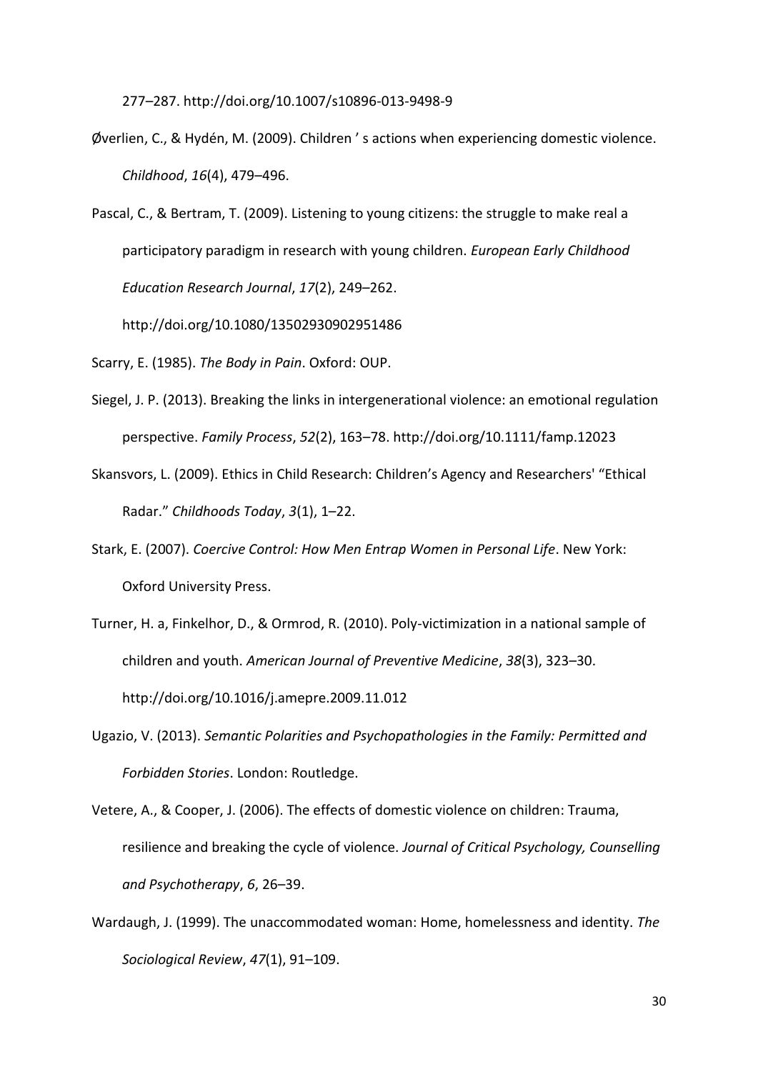277–287. http://doi.org/10.1007/s10896-013-9498-9

Øverlien, C., & Hydén, M. (2009). Children ' s actions when experiencing domestic violence. *Childhood*, *16*(4), 479–496.

Pascal, C., & Bertram, T. (2009). Listening to young citizens: the struggle to make real a participatory paradigm in research with young children. *European Early Childhood Education Research Journal*, *17*(2), 249–262. http://doi.org/10.1080/13502930902951486

Scarry, E. (1985). *The Body in Pain*. Oxford: OUP.

Siegel, J. P. (2013). Breaking the links in intergenerational violence: an emotional regulation perspective. *Family Process*, *52*(2), 163–78. http://doi.org/10.1111/famp.12023

Skansvors, L. (2009). Ethics in Child Research: Children's Agency and Researchers' "Ethical Radar." *Childhoods Today*, *3*(1), 1–22.

Stark, E. (2007). *Coercive Control: How Men Entrap Women in Personal Life*. New York: Oxford University Press.

Turner, H. a, Finkelhor, D., & Ormrod, R. (2010). Poly-victimization in a national sample of children and youth. *American Journal of Preventive Medicine*, *38*(3), 323–30. http://doi.org/10.1016/j.amepre.2009.11.012

Ugazio, V. (2013). *Semantic Polarities and Psychopathologies in the Family: Permitted and Forbidden Stories*. London: Routledge.

Vetere, A., & Cooper, J. (2006). The effects of domestic violence on children: Trauma, resilience and breaking the cycle of violence. *Journal of Critical Psychology, Counselling and Psychotherapy*, *6*, 26–39.

Wardaugh, J. (1999). The unaccommodated woman: Home, homelessness and identity. *The Sociological Review*, *47*(1), 91–109.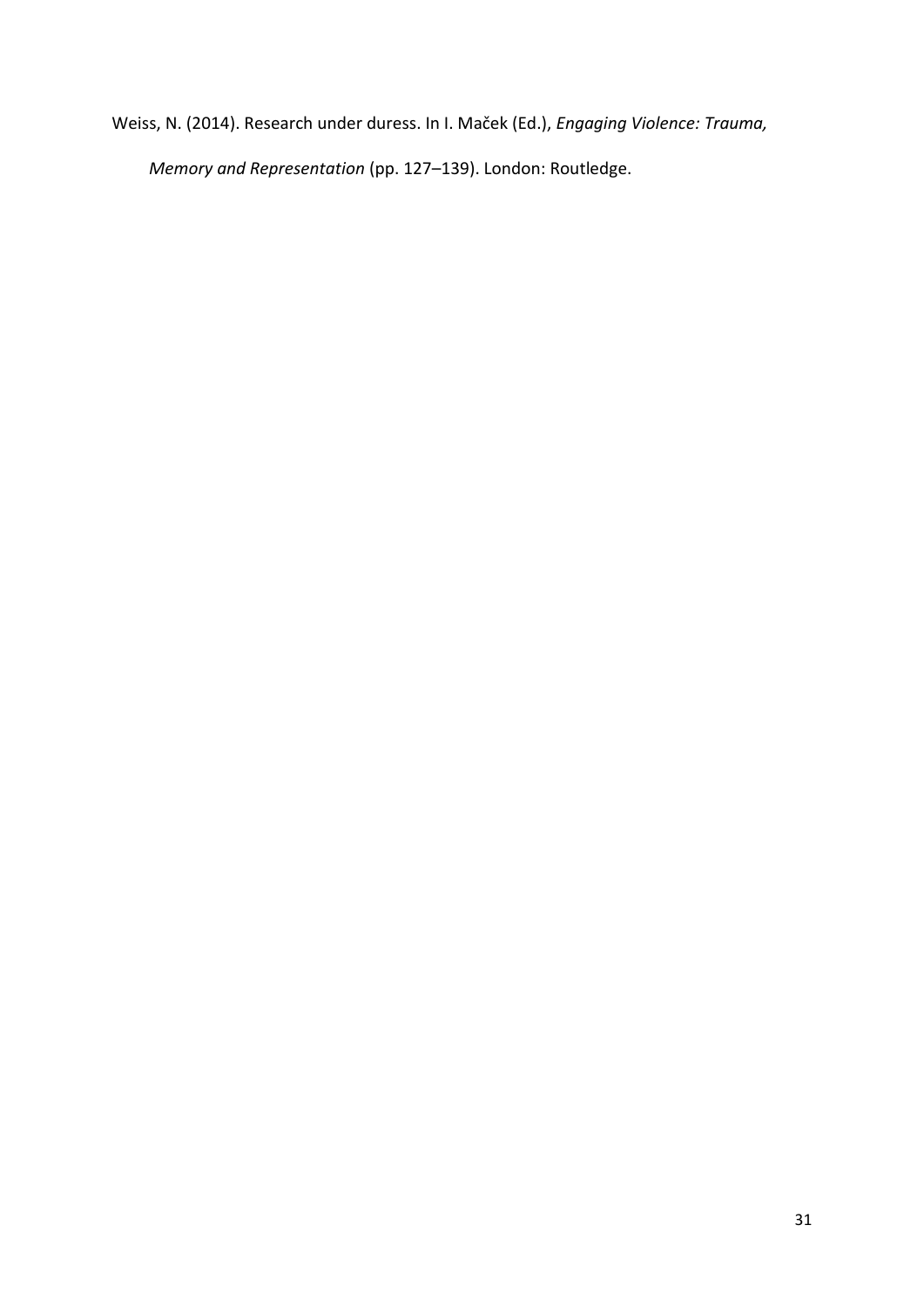Weiss, N. (2014). Research under duress. In I. Maček (Ed.), *Engaging Violence: Trauma, Memory and Representation* (pp. 127–139). London: Routledge.